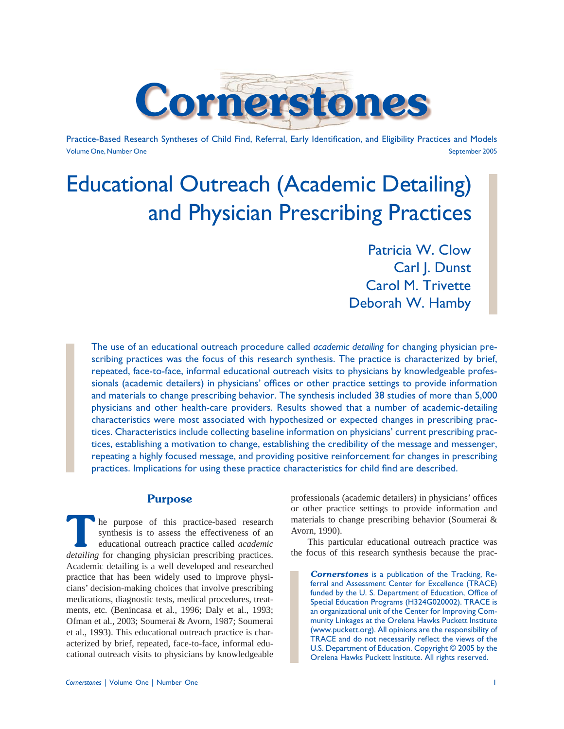# Cornerstones

Practice-Based Research Syntheses of Child Find, Referral, Early Identification, and Eligibility Practices and Models

Volume One, Number One September 2005

# Educational Outreach (Academic Detailing) and Physician Prescribing Practices

Patricia W. Clow
Carl J. Dunst
Carol M. Trivette
Deborah W. Hamby

The use of an educational outreach procedure called *academic detailing* for changing physician prescribing practices was the focus of this research synthesis. The practice is characterized by brief, repeated, face-to-face, informal educational outreach visits to physicians by knowledgeable professionals (academic detailers) in physicians' offices or other practice settings to provide information and materials to change prescribing behavior. The synthesis included 38 studies of more than 5,000 physicians and other health-care providers. Results showed that a number of academic-detailing characteristics were most associated with hypothesized or expected changes in prescribing practices. Characteristics include collecting baseline information on physicians' current prescribing practices, establishing a motivation to change, establishing the credibility of the message and messenger, repeating a highly focused message, and providing positive reinforcement for changes in prescribing practices. Implications for using these practice characteristics for child find are described.

## Purpose

The purpose of this practice-based research synthesis is to assess the effectiveness of an educational outreach practice called *academic detailing* for changing physician prescribing practices. Academic detailing is a well developed and researched practice that has been widely used to improve physicians' decision-making choices that involve prescribing medications, diagnostic tests, medical procedures, treatments, etc. (Benincasa et al., 1996; Daly et al., 1993; Ofman et al., 2003; Soumerai & Avorn, 1987; Soumerai et al., 1993). This educational outreach practice is characterized by brief, repeated, face-to-face, informal educational outreach visits to physicians by knowledgeable professionals (academic detailers) in physicians' offices or other practice settings to provide information and materials to change prescribing behavior (Soumerai & Avorn, 1990).

This particular educational outreach practice was the focus of this research synthesis because the prac-

***Cornerstones*** is a publication of the Tracking, Referral and Assessment Center for Excellence (TRACE) funded by the U. S. Department of Education, Office of Special Education Programs (H324G020002). TRACE is an organizational unit of the Center for Improving Community Linkages at the Orelena Hawks Puckett Institute (www.puckett.org). All opinions are the responsibility of TRACE and do not necessarily reflect the views of the U.S. Department of Education. Copyright © 2005 by the Orelena Hawks Puckett Institute. All rights reserved.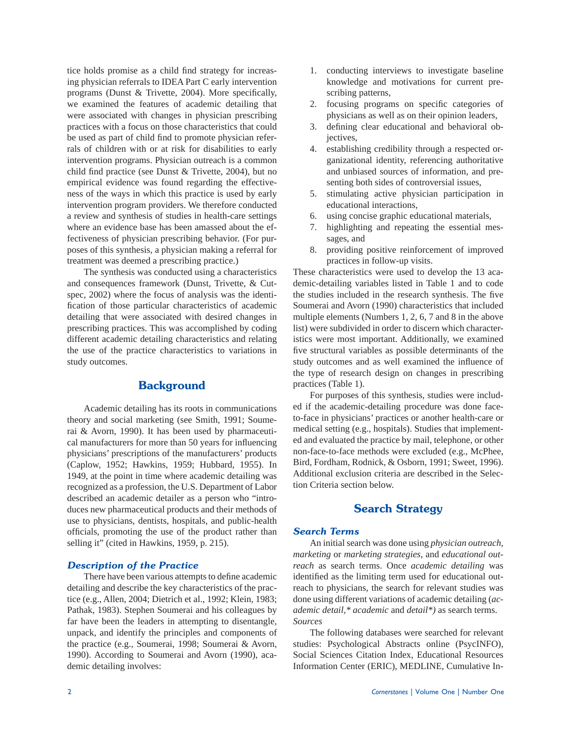tice holds promise as a child find strategy for increasing physician referrals to IDEA Part C early intervention programs (Dunst & Trivette, 2004). More specifically, we examined the features of academic detailing that were associated with changes in physician prescribing practices with a focus on those characteristics that could be used as part of child find to promote physician referrals of children with or at risk for disabilities to early intervention programs. Physician outreach is a common child find practice (see Dunst & Trivette, 2004), but no empirical evidence was found regarding the effectiveness of the ways in which this practice is used by early intervention program providers. We therefore conducted a review and synthesis of studies in health-care settings where an evidence base has been amassed about the effectiveness of physician prescribing behavior. (For purposes of this synthesis, a physician making a referral for treatment was deemed a prescribing practice.)

The synthesis was conducted using a characteristics and consequences framework (Dunst, Trivette, & Cutspec, 2002) where the focus of analysis was the identification of those particular characteristics of academic detailing that were associated with desired changes in prescribing practices. This was accomplished by coding different academic detailing characteristics and relating the use of the practice characteristics to variations in study outcomes.

## Background

Academic detailing has its roots in communications theory and social marketing (see Smith, 1991; Soumerai & Avorn, 1990). It has been used by pharmaceutical manufacturers for more than 50 years for influencing physicians' prescriptions of the manufacturers' products (Caplow, 1952; Hawkins, 1959; Hubbard, 1955). In 1949, at the point in time where academic detailing was recognized as a profession, the U.S. Department of Labor described an academic detailer as a person who "introduces new pharmaceutical products and their methods of use to physicians, dentists, hospitals, and public-health officials, promoting the use of the product rather than selling it" (cited in Hawkins, 1959, p. 215).

### *Description of the Practice*

There have been various attempts to define academic detailing and describe the key characteristics of the practice (e.g., Allen, 2004; Dietrich et al., 1992; Klein, 1983; Pathak, 1983). Stephen Soumerai and his colleagues by far have been the leaders in attempting to disentangle, unpack, and identify the principles and components of the practice (e.g., Soumerai, 1998; Soumerai & Avorn, 1990). According to Soumerai and Avorn (1990), academic detailing involves:

1. conducting interviews to investigate baseline knowledge and motivations for current prescribing patterns,
2. focusing programs on specific categories of physicians as well as on their opinion leaders,
3. defining clear educational and behavioral objectives,
4. establishing credibility through a respected organizational identity, referencing authoritative and unbiased sources of information, and presenting both sides of controversial issues,
5. stimulating active physician participation in educational interactions,
6. using concise graphic educational materials,
7. highlighting and repeating the essential messages, and
8. providing positive reinforcement of improved practices in follow-up visits.

These characteristics were used to develop the 13 academic-detailing variables listed in Table 1 and to code the studies included in the research synthesis. The five Soumerai and Avorn (1990) characteristics that included multiple elements (Numbers 1, 2, 6, 7 and 8 in the above list) were subdivided in order to discern which characteristics were most important. Additionally, we examined five structural variables as possible determinants of the study outcomes and as well examined the influence of the type of research design on changes in prescribing practices (Table 1).

For purposes of this synthesis, studies were included if the academic-detailing procedure was done face-to-face in physicians' practices or another health-care or medical setting (e.g., hospitals). Studies that implemented and evaluated the practice by mail, telephone, or other non-face-to-face methods were excluded (e.g., McPhee, Bird, Fordham, Rodnick, & Osborn, 1991; Sweet, 1996). Additional exclusion criteria are described in the Selection Criteria section below.

## Search Strategy

### *Search Terms*

An initial search was done using *physician outreach*, *marketing* or *marketing strategies*, and *educational outreach* as search terms. Once *academic detailing* was identified as the limiting term used for educational outreach to physicians, the search for relevant studies was done using different variations of academic detailing (*academic detail,\* academic* and *detail\*)* as search terms.

*Sources*

The following databases were searched for relevant studies: Psychological Abstracts online (PsycINFO), Social Sciences Citation Index, Educational Resources Information Center (ERIC), MEDLINE, Cumulative In-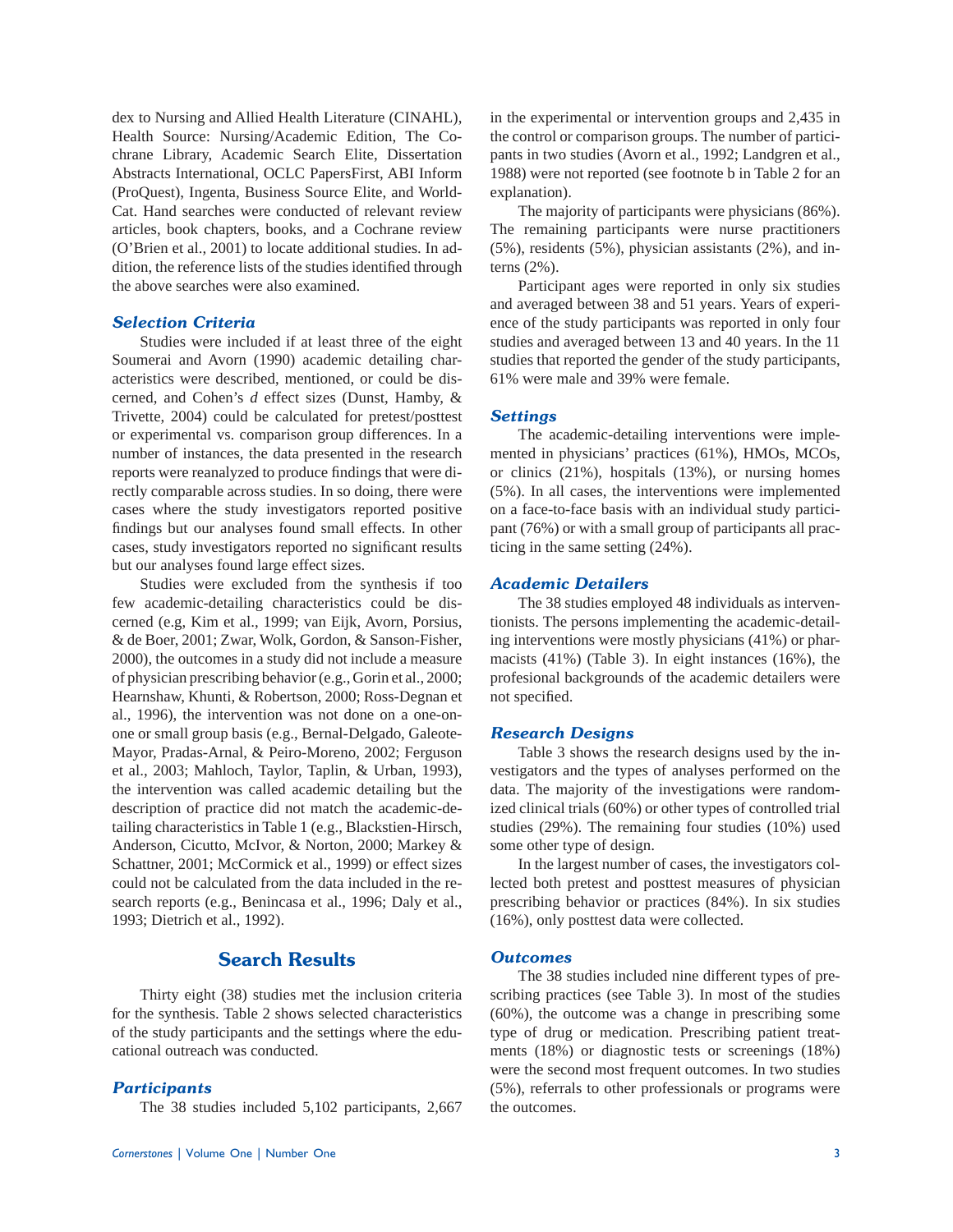dex to Nursing and Allied Health Literature (CINAHL), Health Source: Nursing/Academic Edition, The Cochrane Library, Academic Search Elite, Dissertation Abstracts International, OCLC PapersFirst, ABI Inform (ProQuest), Ingenta, Business Source Elite, and WorldCat. Hand searches were conducted of relevant review articles, book chapters, books, and a Cochrane review (O'Brien et al., 2001) to locate additional studies. In addition, the reference lists of the studies identified through the above searches were also examined.

### Selection Criteria

Studies were included if at least three of the eight Soumerai and Avorn (1990) academic detailing characteristics were described, mentioned, or could be discerned, and Cohen's *d* effect sizes (Dunst, Hamby, & Trivette, 2004) could be calculated for pretest/posttest or experimental vs. comparison group differences. In a number of instances, the data presented in the research reports were reanalyzed to produce findings that were directly comparable across studies. In so doing, there were cases where the study investigators reported positive findings but our analyses found small effects. In other cases, study investigators reported no significant results but our analyses found large effect sizes.

Studies were excluded from the synthesis if too few academic-detailing characteristics could be discerned (e.g, Kim et al., 1999; van Eijk, Avorn, Porsius, & de Boer, 2001; Zwar, Wolk, Gordon, & Sanson-Fisher, 2000), the outcomes in a study did not include a measure of physician prescribing behavior (e.g., Gorin et al., 2000; Hearnshaw, Khunti, & Robertson, 2000; Ross-Degnan et al., 1996), the intervention was not done on a one-on-one or small group basis (e.g., Bernal-Delgado, Galeote-Mayor, Pradas-Arnal, & Peiro-Moreno, 2002; Ferguson et al., 2003; Mahloch, Taylor, Taplin, & Urban, 1993), the intervention was called academic detailing but the description of practice did not match the academic-detailing characteristics in Table 1 (e.g., Blackstien-Hirsch, Anderson, Cicutto, McIvor, & Norton, 2000; Markey & Schattner, 2001; McCormick et al., 1999) or effect sizes could not be calculated from the data included in the research reports (e.g., Benincasa et al., 1996; Daly et al., 1993; Dietrich et al., 1992).

## Search Results

Thirty eight (38) studies met the inclusion criteria for the synthesis. Table 2 shows selected characteristics of the study participants and the settings where the educational outreach was conducted.

### Participants

The 38 studies included 5,102 participants, 2,667 in the experimental or intervention groups and 2,435 in the control or comparison groups. The number of participants in two studies (Avorn et al., 1992; Landgren et al., 1988) were not reported (see footnote b in Table 2 for an explanation).

The majority of participants were physicians (86%). The remaining participants were nurse practitioners (5%), residents (5%), physician assistants (2%), and interns (2%).

Participant ages were reported in only six studies and averaged between 38 and 51 years. Years of experience of the study participants was reported in only four studies and averaged between 13 and 40 years. In the 11 studies that reported the gender of the study participants, 61% were male and 39% were female.

### Settings

The academic-detailing interventions were implemented in physicians' practices (61%), HMOs, MCOs, or clinics (21%), hospitals (13%), or nursing homes (5%). In all cases, the interventions were implemented on a face-to-face basis with an individual study participant (76%) or with a small group of participants all practicing in the same setting (24%).

### Academic Detailers

The 38 studies employed 48 individuals as interventionists. The persons implementing the academic-detailing interventions were mostly physicians (41%) or pharmacists (41%) (Table 3). In eight instances (16%), the profesional backgrounds of the academic detailers were not specified.

### Research Designs

Table 3 shows the research designs used by the investigators and the types of analyses performed on the data. The majority of the investigations were randomized clinical trials (60%) or other types of controlled trial studies (29%). The remaining four studies (10%) used some other type of design.

In the largest number of cases, the investigators collected both pretest and posttest measures of physician prescribing behavior or practices (84%). In six studies (16%), only posttest data were collected.

### Outcomes

The 38 studies included nine different types of prescribing practices (see Table 3). In most of the studies (60%), the outcome was a change in prescribing some type of drug or medication. Prescribing patient treatments (18%) or diagnostic tests or screenings (18%) were the second most frequent outcomes. In two studies (5%), referrals to other professionals or programs were the outcomes.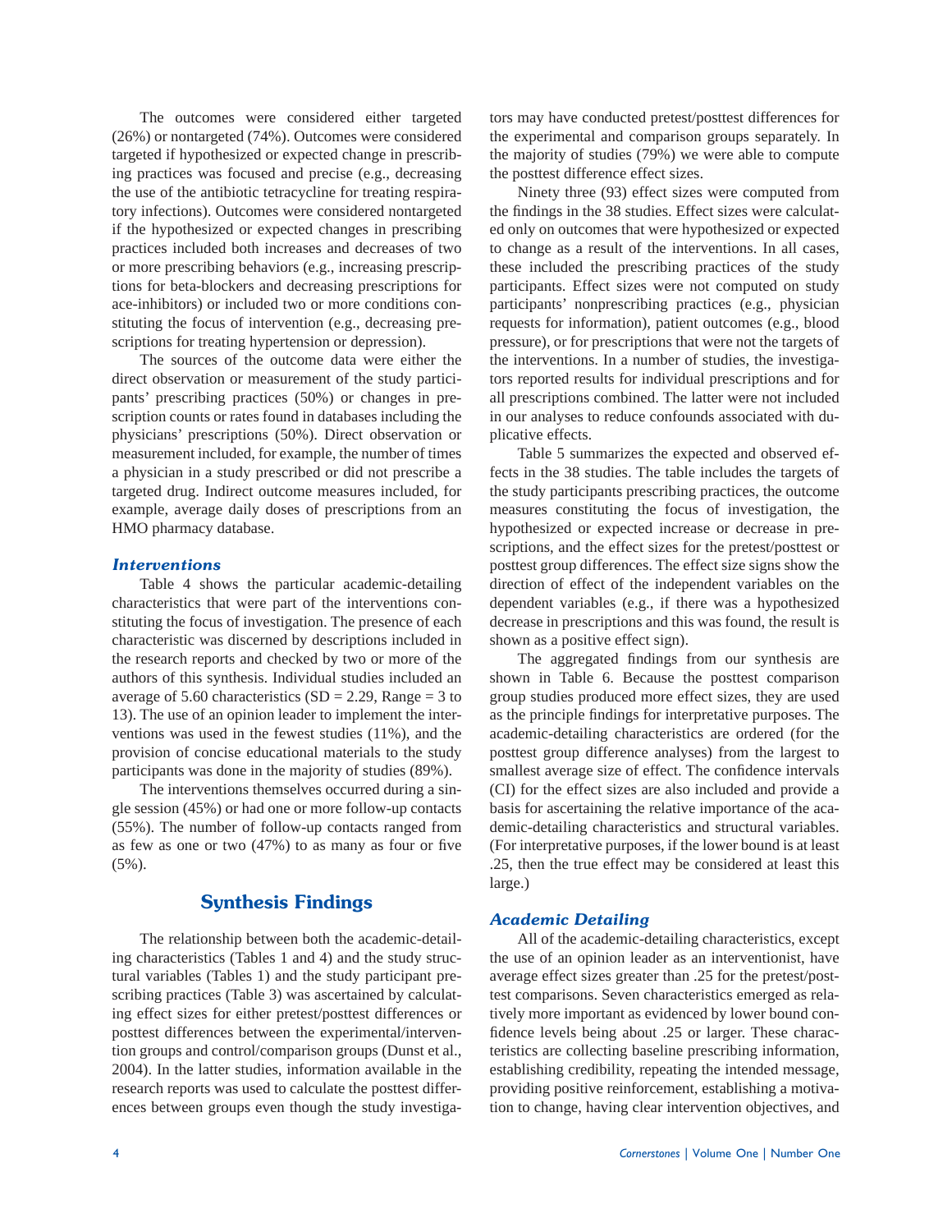The outcomes were considered either targeted (26%) or nontargeted (74%). Outcomes were considered targeted if hypothesized or expected change in prescribing practices was focused and precise (e.g., decreasing the use of the antibiotic tetracycline for treating respiratory infections). Outcomes were considered nontargeted if the hypothesized or expected changes in prescribing practices included both increases and decreases of two or more prescribing behaviors (e.g., increasing prescriptions for beta-blockers and decreasing prescriptions for ace-inhibitors) or included two or more conditions constituting the focus of intervention (e.g., decreasing prescriptions for treating hypertension or depression).

The sources of the outcome data were either the direct observation or measurement of the study participants' prescribing practices (50%) or changes in prescription counts or rates found in databases including the physicians' prescriptions (50%). Direct observation or measurement included, for example, the number of times a physician in a study prescribed or did not prescribe a targeted drug. Indirect outcome measures included, for example, average daily doses of prescriptions from an HMO pharmacy database.

### *Interventions*

Table 4 shows the particular academic-detailing characteristics that were part of the interventions constituting the focus of investigation. The presence of each characteristic was discerned by descriptions included in the research reports and checked by two or more of the authors of this synthesis. Individual studies included an average of 5.60 characteristics (SD = 2.29, Range = 3 to 13). The use of an opinion leader to implement the interventions was used in the fewest studies (11%), and the provision of concise educational materials to the study participants was done in the majority of studies (89%).

The interventions themselves occurred during a single session (45%) or had one or more follow-up contacts (55%). The number of follow-up contacts ranged from as few as one or two (47%) to as many as four or five (5%).

## Synthesis Findings

The relationship between both the academic-detailing characteristics (Tables 1 and 4) and the study structural variables (Tables 1) and the study participant prescribing practices (Table 3) was ascertained by calculating effect sizes for either pretest/posttest differences or posttest differences between the experimental/intervention groups and control/comparison groups (Dunst et al., 2004). In the latter studies, information available in the research reports was used to calculate the posttest differences between groups even though the study investigators may have conducted pretest/posttest differences for the experimental and comparison groups separately. In the majority of studies (79%) we were able to compute the posttest difference effect sizes.

Ninety three (93) effect sizes were computed from the findings in the 38 studies. Effect sizes were calculated only on outcomes that were hypothesized or expected to change as a result of the interventions. In all cases, these included the prescribing practices of the study participants. Effect sizes were not computed on study participants' nonprescribing practices (e.g., physician requests for information), patient outcomes (e.g., blood pressure), or for prescriptions that were not the targets of the interventions. In a number of studies, the investigators reported results for individual prescriptions and for all prescriptions combined. The latter were not included in our analyses to reduce confounds associated with duplicative effects.

Table 5 summarizes the expected and observed effects in the 38 studies. The table includes the targets of the study participants prescribing practices, the outcome measures constituting the focus of investigation, the hypothesized or expected increase or decrease in prescriptions, and the effect sizes for the pretest/posttest or posttest group differences. The effect size signs show the direction of effect of the independent variables on the dependent variables (e.g., if there was a hypothesized decrease in prescriptions and this was found, the result is shown as a positive effect sign).

The aggregated findings from our synthesis are shown in Table 6. Because the posttest comparison group studies produced more effect sizes, they are used as the principle findings for interpretative purposes. The academic-detailing characteristics are ordered (for the posttest group difference analyses) from the largest to smallest average size of effect. The confidence intervals (CI) for the effect sizes are also included and provide a basis for ascertaining the relative importance of the academic-detailing characteristics and structural variables. (For interpretative purposes, if the lower bound is at least .25, then the true effect may be considered at least this large.)

### *Academic Detailing*

All of the academic-detailing characteristics, except the use of an opinion leader as an interventionist, have average effect sizes greater than .25 for the pretest/posttest comparisons. Seven characteristics emerged as relatively more important as evidenced by lower bound confidence levels being about .25 or larger. These characteristics are collecting baseline prescribing information, establishing credibility, repeating the intended message, providing positive reinforcement, establishing a motivation to change, having clear intervention objectives, and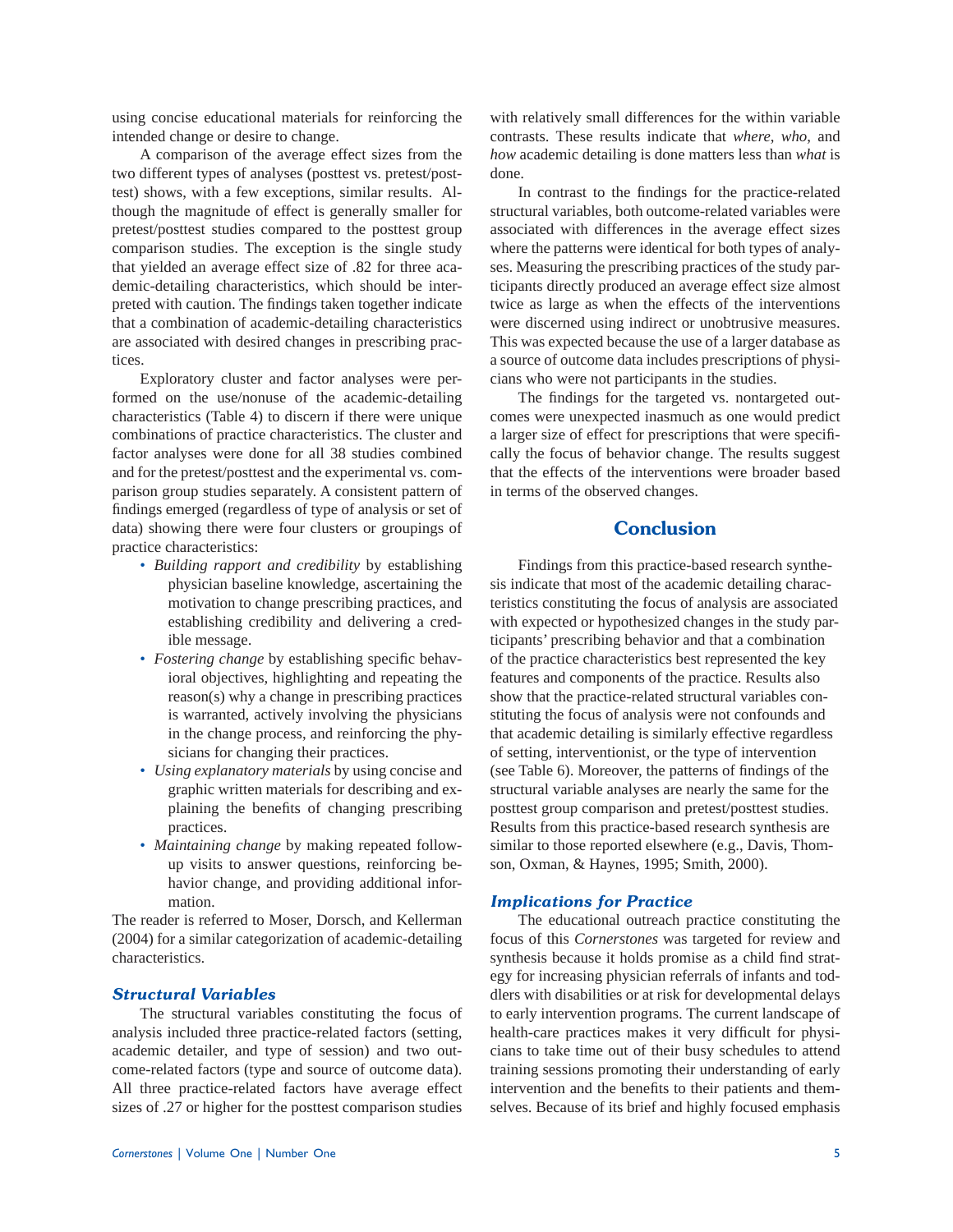using concise educational materials for reinforcing the intended change or desire to change.

A comparison of the average effect sizes from the two different types of analyses (posttest vs. pretest/posttest) shows, with a few exceptions, similar results. Although the magnitude of effect is generally smaller for pretest/posttest studies compared to the posttest group comparison studies. The exception is the single study that yielded an average effect size of .82 for three academic-detailing characteristics, which should be interpreted with caution. The findings taken together indicate that a combination of academic-detailing characteristics are associated with desired changes in prescribing practices.

Exploratory cluster and factor analyses were performed on the use/nonuse of the academic-detailing characteristics (Table 4) to discern if there were unique combinations of practice characteristics. The cluster and factor analyses were done for all 38 studies combined and for the pretest/posttest and the experimental vs. comparison group studies separately. A consistent pattern of findings emerged (regardless of type of analysis or set of data) showing there were four clusters or groupings of practice characteristics:

- *Building rapport and credibility* by establishing physician baseline knowledge, ascertaining the motivation to change prescribing practices, and establishing credibility and delivering a credible message.
- *Fostering change* by establishing specific behavioral objectives, highlighting and repeating the reason(s) why a change in prescribing practices is warranted, actively involving the physicians in the change process, and reinforcing the physicians for changing their practices.
- *Using explanatory materials* by using concise and graphic written materials for describing and explaining the benefits of changing prescribing practices.
- *Maintaining change* by making repeated follow-up visits to answer questions, reinforcing behavior change, and providing additional information.

The reader is referred to Moser, Dorsch, and Kellerman (2004) for a similar categorization of academic-detailing characteristics.

### *Structural Variables*

The structural variables constituting the focus of analysis included three practice-related factors (setting, academic detailer, and type of session) and two outcome-related factors (type and source of outcome data). All three practice-related factors have average effect sizes of .27 or higher for the posttest comparison studies with relatively small differences for the within variable contrasts. These results indicate that *where*, *who*, and *how* academic detailing is done matters less than *what* is done.

In contrast to the findings for the practice-related structural variables, both outcome-related variables were associated with differences in the average effect sizes where the patterns were identical for both types of analyses. Measuring the prescribing practices of the study participants directly produced an average effect size almost twice as large as when the effects of the interventions were discerned using indirect or unobtrusive measures. This was expected because the use of a larger database as a source of outcome data includes prescriptions of physicians who were not participants in the studies.

The findings for the targeted vs. nontargeted outcomes were unexpected inasmuch as one would predict a larger size of effect for prescriptions that were specifically the focus of behavior change. The results suggest that the effects of the interventions were broader based in terms of the observed changes.

## Conclusion

Findings from this practice-based research synthesis indicate that most of the academic detailing characteristics constituting the focus of analysis are associated with expected or hypothesized changes in the study participants' prescribing behavior and that a combination of the practice characteristics best represented the key features and components of the practice. Results also show that the practice-related structural variables constituting the focus of analysis were not confounds and that academic detailing is similarly effective regardless of setting, interventionist, or the type of intervention (see Table 6). Moreover, the patterns of findings of the structural variable analyses are nearly the same for the posttest group comparison and pretest/posttest studies. Results from this practice-based research synthesis are similar to those reported elsewhere (e.g., Davis, Thomson, Oxman, & Haynes, 1995; Smith, 2000).

### *Implications for Practice*

The educational outreach practice constituting the focus of this *Cornerstones* was targeted for review and synthesis because it holds promise as a child find strategy for increasing physician referrals of infants and toddlers with disabilities or at risk for developmental delays to early intervention programs. The current landscape of health-care practices makes it very difficult for physicians to take time out of their busy schedules to attend training sessions promoting their understanding of early intervention and the benefits to their patients and themselves. Because of its brief and highly focused emphasis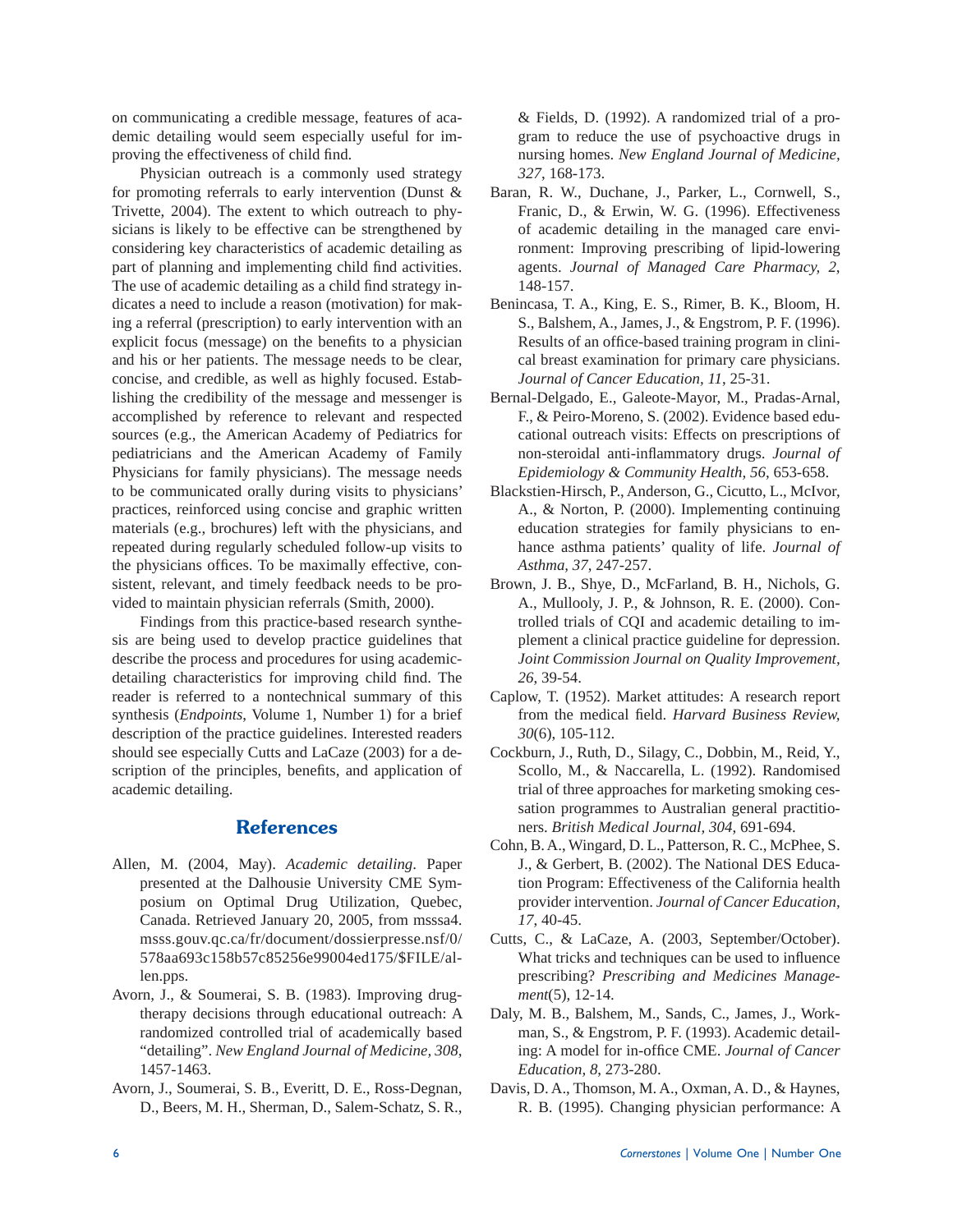on communicating a credible message, features of academic detailing would seem especially useful for improving the effectiveness of child find.

Physician outreach is a commonly used strategy for promoting referrals to early intervention (Dunst & Trivette, 2004). The extent to which outreach to physicians is likely to be effective can be strengthened by considering key characteristics of academic detailing as part of planning and implementing child find activities. The use of academic detailing as a child find strategy indicates a need to include a reason (motivation) for making a referral (prescription) to early intervention with an explicit focus (message) on the benefits to a physician and his or her patients. The message needs to be clear, concise, and credible, as well as highly focused. Establishing the credibility of the message and messenger is accomplished by reference to relevant and respected sources (e.g., the American Academy of Pediatrics for pediatricians and the American Academy of Family Physicians for family physicians). The message needs to be communicated orally during visits to physicians' practices, reinforced using concise and graphic written materials (e.g., brochures) left with the physicians, and repeated during regularly scheduled follow-up visits to the physicians offices. To be maximally effective, consistent, relevant, and timely feedback needs to be provided to maintain physician referrals (Smith, 2000).

Findings from this practice-based research synthesis are being used to develop practice guidelines that describe the process and procedures for using academic-detailing characteristics for improving child find. The reader is referred to a nontechnical summary of this synthesis (*Endpoints*, Volume 1, Number 1) for a brief description of the practice guidelines. Interested readers should see especially Cutts and LaCaze (2003) for a description of the principles, benefits, and application of academic detailing.

## References

Allen, M. (2004, May). *Academic detailing*. Paper presented at the Dalhousie University CME Symposium on Optimal Drug Utilization, Quebec, Canada. Retrieved January 20, 2005, from msssa4.msss.gouv.qc.ca/fr/document/dossierpresse.nsf/0/578aa693c158b57c85256e99004ed175/$FILE/allen.pps.

Avorn, J., & Soumerai, S. B. (1983). Improving drug-therapy decisions through educational outreach: A randomized controlled trial of academically based "detailing". *New England Journal of Medicine, 308*, 1457-1463.

Avorn, J., Soumerai, S. B., Everitt, D. E., Ross-Degnan, D., Beers, M. H., Sherman, D., Salem-Schatz, S. R., & Fields, D. (1992). A randomized trial of a program to reduce the use of psychoactive drugs in nursing homes. *New England Journal of Medicine, 327*, 168-173.

Baran, R. W., Duchane, J., Parker, L., Cornwell, S., Franic, D., & Erwin, W. G. (1996). Effectiveness of academic detailing in the managed care environment: Improving prescribing of lipid-lowering agents. *Journal of Managed Care Pharmacy, 2*, 148-157.

Benincasa, T. A., King, E. S., Rimer, B. K., Bloom, H. S., Balshem, A., James, J., & Engstrom, P. F. (1996). Results of an office-based training program in clinical breast examination for primary care physicians. *Journal of Cancer Education, 11*, 25-31.

Bernal-Delgado, E., Galeote-Mayor, M., Pradas-Arnal, F., & Peiro-Moreno, S. (2002). Evidence based educational outreach visits: Effects on prescriptions of non-steroidal anti-inflammatory drugs. *Journal of Epidemiology & Community Health, 56*, 653-658.

Blackstien-Hirsch, P., Anderson, G., Cicutto, L., McIvor, A., & Norton, P. (2000). Implementing continuing education strategies for family physicians to enhance asthma patients' quality of life. *Journal of Asthma, 37*, 247-257.

Brown, J. B., Shye, D., McFarland, B. H., Nichols, G. A., Mullooly, J. P., & Johnson, R. E. (2000). Controlled trials of CQI and academic detailing to implement a clinical practice guideline for depression. *Joint Commission Journal on Quality Improvement, 26*, 39-54.

Caplow, T. (1952). Market attitudes: A research report from the medical field. *Harvard Business Review, 30*(6), 105-112.

Cockburn, J., Ruth, D., Silagy, C., Dobbin, M., Reid, Y., Scollo, M., & Naccarella, L. (1992). Randomised trial of three approaches for marketing smoking cessation programmes to Australian general practitioners. *British Medical Journal, 304*, 691-694.

Cohn, B. A., Wingard, D. L., Patterson, R. C., McPhee, S. J., & Gerbert, B. (2002). The National DES Education Program: Effectiveness of the California health provider intervention. *Journal of Cancer Education, 17*, 40-45.

Cutts, C., & LaCaze, A. (2003, September/October). What tricks and techniques can be used to influence prescribing? *Prescribing and Medicines Management*(5), 12-14.

Daly, M. B., Balshem, M., Sands, C., James, J., Workman, S., & Engstrom, P. F. (1993). Academic detailing: A model for in-office CME. *Journal of Cancer Education, 8*, 273-280.

Davis, D. A., Thomson, M. A., Oxman, A. D., & Haynes, R. B. (1995). Changing physician performance: A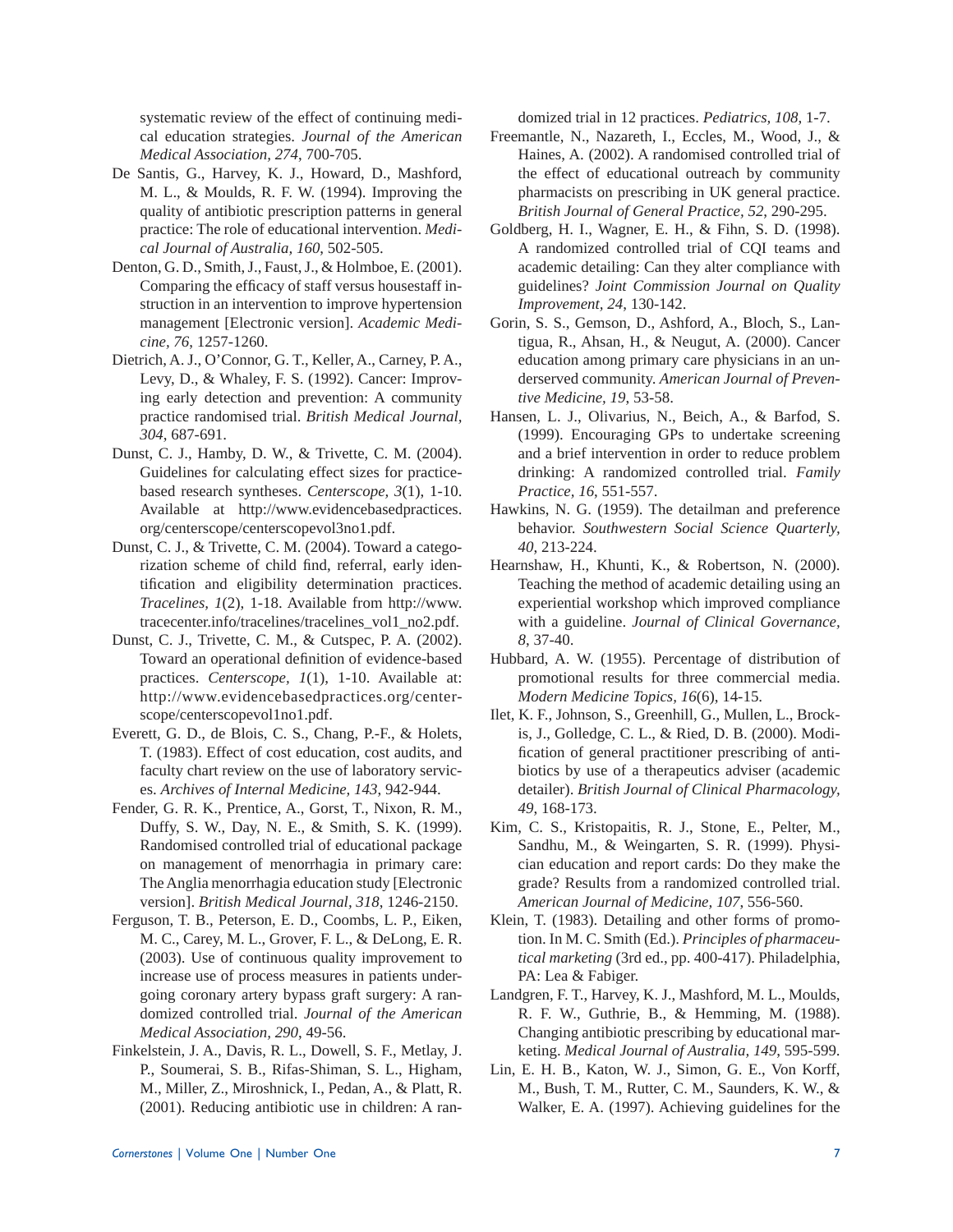systematic review of the effect of continuing medical education strategies. *Journal of the American Medical Association, 274*, 700-705.

De Santis, G., Harvey, K. J., Howard, D., Mashford, M. L., & Moulds, R. F. W. (1994). Improving the quality of antibiotic prescription patterns in general practice: The role of educational intervention. *Medical Journal of Australia, 160*, 502-505.

Denton, G. D., Smith, J., Faust, J., & Holmboe, E. (2001). Comparing the efficacy of staff versus housestaff instruction in an intervention to improve hypertension management [Electronic version]. *Academic Medicine, 76*, 1257-1260.

Dietrich, A. J., O'Connor, G. T., Keller, A., Carney, P. A., Levy, D., & Whaley, F. S. (1992). Cancer: Improving early detection and prevention: A community practice randomised trial. *British Medical Journal, 304*, 687-691.

Dunst, C. J., Hamby, D. W., & Trivette, C. M. (2004). Guidelines for calculating effect sizes for practice-based research syntheses. *Centerscope, 3*(1), 1-10. Available at http://www.evidencebasedpractices.org/centerscope/centerscopevol3no1.pdf.

Dunst, C. J., & Trivette, C. M. (2004). Toward a categorization scheme of child find, referral, early identification and eligibility determination practices. *Tracelines, 1*(2), 1-18. Available from http://www.tracecenter.info/tracelines/tracelines_vol1_no2.pdf.

Dunst, C. J., Trivette, C. M., & Cutspec, P. A. (2002). Toward an operational definition of evidence-based practices. *Centerscope, 1*(1), 1-10. Available at: http://www.evidencebasedpractices.org/centerscope/centerscopevol1no1.pdf.

Everett, G. D., de Blois, C. S., Chang, P.-F., & Holets, T. (1983). Effect of cost education, cost audits, and faculty chart review on the use of laboratory services. *Archives of Internal Medicine, 143*, 942-944.

Fender, G. R. K., Prentice, A., Gorst, T., Nixon, R. M., Duffy, S. W., Day, N. E., & Smith, S. K. (1999). Randomised controlled trial of educational package on management of menorrhagia in primary care: The Anglia menorrhagia education study [Electronic version]. *British Medical Journal, 318*, 1246-2150.

Ferguson, T. B., Peterson, E. D., Coombs, L. P., Eiken, M. C., Carey, M. L., Grover, F. L., & DeLong, E. R. (2003). Use of continuous quality improvement to increase use of process measures in patients undergoing coronary artery bypass graft surgery: A randomized controlled trial. *Journal of the American Medical Association, 290*, 49-56.

Finkelstein, J. A., Davis, R. L., Dowell, S. F., Metlay, J. P., Soumerai, S. B., Rifas-Shiman, S. L., Higham, M., Miller, Z., Miroshnick, I., Pedan, A., & Platt, R. (2001). Reducing antibiotic use in children: A randomized trial in 12 practices. *Pediatrics, 108*, 1-7.

Freemantle, N., Nazareth, I., Eccles, M., Wood, J., & Haines, A. (2002). A randomised controlled trial of the effect of educational outreach by community pharmacists on prescribing in UK general practice. *British Journal of General Practice, 52*, 290-295.

Goldberg, H. I., Wagner, E. H., & Fihn, S. D. (1998). A randomized controlled trial of CQI teams and academic detailing: Can they alter compliance with guidelines? *Joint Commission Journal on Quality Improvement, 24*, 130-142.

Gorin, S. S., Gemson, D., Ashford, A., Bloch, S., Lantigua, R., Ahsan, H., & Neugut, A. (2000). Cancer education among primary care physicians in an underserved community. *American Journal of Preventive Medicine, 19*, 53-58.

Hansen, L. J., Olivarius, N., Beich, A., & Barfod, S. (1999). Encouraging GPs to undertake screening and a brief intervention in order to reduce problem drinking: A randomized controlled trial. *Family Practice, 16*, 551-557.

Hawkins, N. G. (1959). The detailman and preference behavior. *Southwestern Social Science Quarterly, 40*, 213-224.

Hearnshaw, H., Khunti, K., & Robertson, N. (2000). Teaching the method of academic detailing using an experiential workshop which improved compliance with a guideline. *Journal of Clinical Governance, 8*, 37-40.

Hubbard, A. W. (1955). Percentage of distribution of promotional results for three commercial media. *Modern Medicine Topics, 16*(6), 14-15.

Ilet, K. F., Johnson, S., Greenhill, G., Mullen, L., Brockis, J., Golledge, C. L., & Ried, D. B. (2000). Modification of general practitioner prescribing of antibiotics by use of a therapeutics adviser (academic detailer). *British Journal of Clinical Pharmacology, 49*, 168-173.

Kim, C. S., Kristopaitis, R. J., Stone, E., Pelter, M., Sandhu, M., & Weingarten, S. R. (1999). Physician education and report cards: Do they make the grade? Results from a randomized controlled trial. *American Journal of Medicine, 107*, 556-560.

Klein, T. (1983). Detailing and other forms of promotion. In M. C. Smith (Ed.). *Principles of pharmaceutical marketing* (3rd ed., pp. 400-417). Philadelphia, PA: Lea & Fabiger.

Landgren, F. T., Harvey, K. J., Mashford, M. L., Moulds, R. F. W., Guthrie, B., & Hemming, M. (1988). Changing antibiotic prescribing by educational marketing. *Medical Journal of Australia, 149*, 595-599.

Lin, E. H. B., Katon, W. J., Simon, G. E., Von Korff, M., Bush, T. M., Rutter, C. M., Saunders, K. W., & Walker, E. A. (1997). Achieving guidelines for the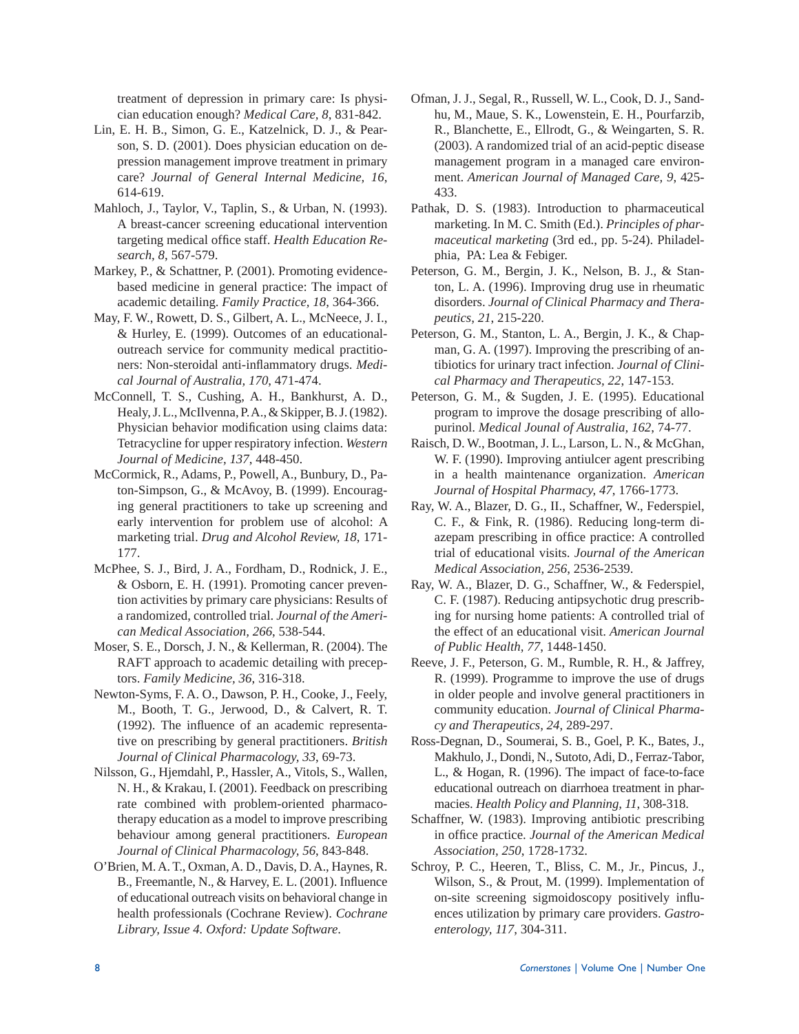treatment of depression in primary care: Is physician education enough? *Medical Care, 8*, 831-842.

Lin, E. H. B., Simon, G. E., Katzelnick, D. J., & Pearson, S. D. (2001). Does physician education on depression management improve treatment in primary care? *Journal of General Internal Medicine, 16*, 614-619.

Mahloch, J., Taylor, V., Taplin, S., & Urban, N. (1993). A breast-cancer screening educational intervention targeting medical office staff. *Health Education Research, 8*, 567-579.

Markey, P., & Schattner, P. (2001). Promoting evidence-based medicine in general practice: The impact of academic detailing. *Family Practice, 18*, 364-366.

May, F. W., Rowett, D. S., Gilbert, A. L., McNeece, J. I., & Hurley, E. (1999). Outcomes of an educational-outreach service for community medical practitioners: Non-steroidal anti-inflammatory drugs. *Medical Journal of Australia, 170*, 471-474.

McConnell, T. S., Cushing, A. H., Bankhurst, A. D., Healy, J. L., McIlvenna, P. A., & Skipper, B. J. (1982). Physician behavior modification using claims data: Tetracycline for upper respiratory infection. *Western Journal of Medicine, 137*, 448-450.

McCormick, R., Adams, P., Powell, A., Bunbury, D., Paton-Simpson, G., & McAvoy, B. (1999). Encouraging general practitioners to take up screening and early intervention for problem use of alcohol: A marketing trial. *Drug and Alcohol Review, 18*, 171-177.

McPhee, S. J., Bird, J. A., Fordham, D., Rodnick, J. E., & Osborn, E. H. (1991). Promoting cancer prevention activities by primary care physicians: Results of a randomized, controlled trial. *Journal of the American Medical Association, 266*, 538-544.

Moser, S. E., Dorsch, J. N., & Kellerman, R. (2004). The RAFT approach to academic detailing with preceptors. *Family Medicine, 36*, 316-318.

Newton-Syms, F. A. O., Dawson, P. H., Cooke, J., Feely, M., Booth, T. G., Jerwood, D., & Calvert, R. T. (1992). The influence of an academic representative on prescribing by general practitioners. *British Journal of Clinical Pharmacology, 33*, 69-73.

Nilsson, G., Hjemdahl, P., Hassler, A., Vitols, S., Wallen, N. H., & Krakau, I. (2001). Feedback on prescribing rate combined with problem-oriented pharmacotherapy education as a model to improve prescribing behaviour among general practitioners. *European Journal of Clinical Pharmacology, 56*, 843-848.

O'Brien, M. A. T., Oxman, A. D., Davis, D. A., Haynes, R. B., Freemantle, N., & Harvey, E. L. (2001). Influence of educational outreach visits on behavioral change in health professionals (Cochrane Review). *Cochrane Library, Issue 4. Oxford: Update Software.*

Ofman, J. J., Segal, R., Russell, W. L., Cook, D. J., Sandhu, M., Maue, S. K., Lowenstein, E. H., Pourfarzib, R., Blanchette, E., Ellrodt, G., & Weingarten, S. R. (2003). A randomized trial of an acid-peptic disease management program in a managed care environment. *American Journal of Managed Care, 9*, 425-433.

Pathak, D. S. (1983). Introduction to pharmaceutical marketing. In M. C. Smith (Ed.). *Principles of pharmaceutical marketing* (3rd ed., pp. 5-24). Philadelphia, PA: Lea & Febiger.

Peterson, G. M., Bergin, J. K., Nelson, B. J., & Stanton, L. A. (1996). Improving drug use in rheumatic disorders. *Journal of Clinical Pharmacy and Therapeutics, 21*, 215-220.

Peterson, G. M., Stanton, L. A., Bergin, J. K., & Chapman, G. A. (1997). Improving the prescribing of antibiotics for urinary tract infection. *Journal of Clinical Pharmacy and Therapeutics, 22*, 147-153.

Peterson, G. M., & Sugden, J. E. (1995). Educational program to improve the dosage prescribing of allopurinol. *Medical Jounal of Australia, 162*, 74-77.

Raisch, D. W., Bootman, J. L., Larson, L. N., & McGhan, W. F. (1990). Improving antiulcer agent prescribing in a health maintenance organization. *American Journal of Hospital Pharmacy, 47*, 1766-1773.

Ray, W. A., Blazer, D. G., II., Schaffner, W., Federspiel, C. F., & Fink, R. (1986). Reducing long-term diazepam prescribing in office practice: A controlled trial of educational visits. *Journal of the American Medical Association, 256*, 2536-2539.

Ray, W. A., Blazer, D. G., Schaffner, W., & Federspiel, C. F. (1987). Reducing antipsychotic drug prescribing for nursing home patients: A controlled trial of the effect of an educational visit. *American Journal of Public Health, 77*, 1448-1450.

Reeve, J. F., Peterson, G. M., Rumble, R. H., & Jaffrey, R. (1999). Programme to improve the use of drugs in older people and involve general practitioners in community education. *Journal of Clinical Pharmacy and Therapeutics, 24*, 289-297.

Ross-Degnan, D., Soumerai, S. B., Goel, P. K., Bates, J., Makhulo, J., Dondi, N., Sutoto, Adi, D., Ferraz-Tabor, L., & Hogan, R. (1996). The impact of face-to-face educational outreach on diarrhoea treatment in pharmacies. *Health Policy and Planning, 11*, 308-318.

Schaffner, W. (1983). Improving antibiotic prescribing in office practice. *Journal of the American Medical Association, 250*, 1728-1732.

Schroy, P. C., Heeren, T., Bliss, C. M., Jr., Pincus, J., Wilson, S., & Prout, M. (1999). Implementation of on-site screening sigmoidoscopy positively influences utilization by primary care providers. *Gastroenterology, 117*, 304-311.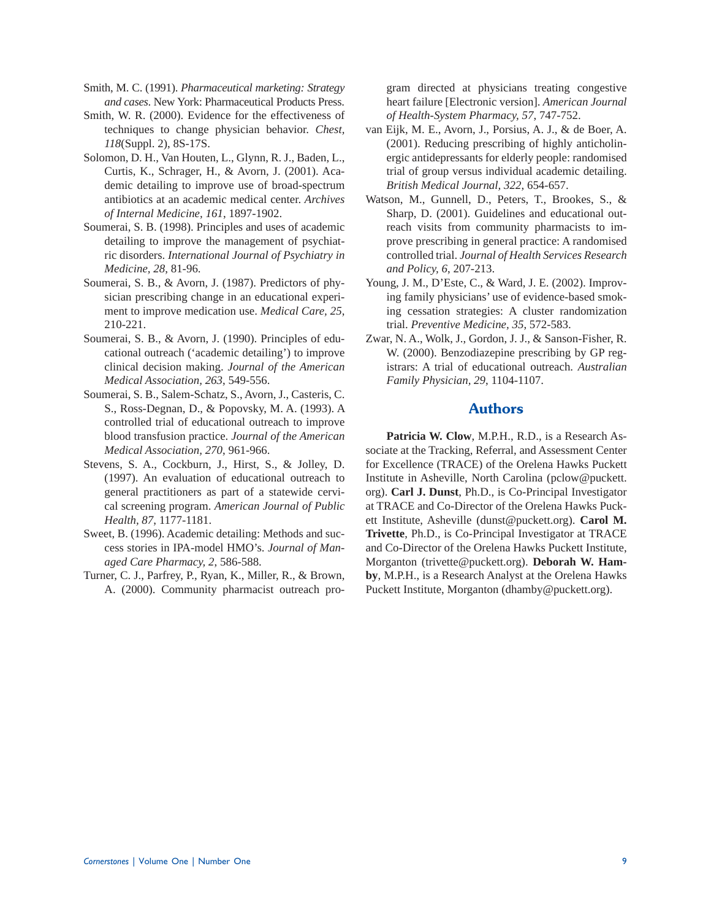Smith, M. C. (1991). *Pharmaceutical marketing: Strategy and cases.* New York: Pharmaceutical Products Press.

Smith, W. R. (2000). Evidence for the effectiveness of techniques to change physician behavior. *Chest, 118*(Suppl. 2), 8S-17S.

Solomon, D. H., Van Houten, L., Glynn, R. J., Baden, L., Curtis, K., Schrager, H., & Avorn, J. (2001). Academic detailing to improve use of broad-spectrum antibiotics at an academic medical center. *Archives of Internal Medicine, 161*, 1897-1902.

Soumerai, S. B. (1998). Principles and uses of academic detailing to improve the management of psychiatric disorders. *International Journal of Psychiatry in Medicine, 28*, 81-96.

Soumerai, S. B., & Avorn, J. (1987). Predictors of physician prescribing change in an educational experiment to improve medication use. *Medical Care, 25*, 210-221.

Soumerai, S. B., & Avorn, J. (1990). Principles of educational outreach ('academic detailing') to improve clinical decision making. *Journal of the American Medical Association, 263*, 549-556.

Soumerai, S. B., Salem-Schatz, S., Avorn, J., Casteris, C. S., Ross-Degnan, D., & Popovsky, M. A. (1993). A controlled trial of educational outreach to improve blood transfusion practice. *Journal of the American Medical Association, 270*, 961-966.

Stevens, S. A., Cockburn, J., Hirst, S., & Jolley, D. (1997). An evaluation of educational outreach to general practitioners as part of a statewide cervical screening program. *American Journal of Public Health, 87*, 1177-1181.

Sweet, B. (1996). Academic detailing: Methods and success stories in IPA-model HMO's. *Journal of Managed Care Pharmacy, 2*, 586-588.

Turner, C. J., Parfrey, P., Ryan, K., Miller, R., & Brown, A. (2000). Community pharmacist outreach program directed at physicians treating congestive heart failure [Electronic version]. *American Journal of Health-System Pharmacy, 57*, 747-752.

van Eijk, M. E., Avorn, J., Porsius, A. J., & de Boer, A. (2001). Reducing prescribing of highly anticholinergic antidepressants for elderly people: randomised trial of group versus individual academic detailing. *British Medical Journal, 322*, 654-657.

Watson, M., Gunnell, D., Peters, T., Brookes, S., & Sharp, D. (2001). Guidelines and educational outreach visits from community pharmacists to improve prescribing in general practice: A randomised controlled trial. *Journal of Health Services Research and Policy, 6*, 207-213.

Young, J. M., D'Este, C., & Ward, J. E. (2002). Improving family physicians' use of evidence-based smoking cessation strategies: A cluster randomization trial. *Preventive Medicine, 35*, 572-583.

Zwar, N. A., Wolk, J., Gordon, J. J., & Sanson-Fisher, R. W. (2000). Benzodiazepine prescribing by GP registrars: A trial of educational outreach. *Australian Family Physician, 29*, 1104-1107.

## Authors

**Patricia W. Clow**, M.P.H., R.D., is a Research Associate at the Tracking, Referral, and Assessment Center for Excellence (TRACE) of the Orelena Hawks Puckett Institute in Asheville, North Carolina (pclow@puckett.org). **Carl J. Dunst**, Ph.D., is Co-Principal Investigator at TRACE and Co-Director of the Orelena Hawks Puckett Institute, Asheville (dunst@puckett.org). **Carol M. Trivette**, Ph.D., is Co-Principal Investigator at TRACE and Co-Director of the Orelena Hawks Puckett Institute, Morganton (trivette@puckett.org). **Deborah W. Hamby**, M.P.H., is a Research Analyst at the Orelena Hawks Puckett Institute, Morganton (dhamby@puckett.org).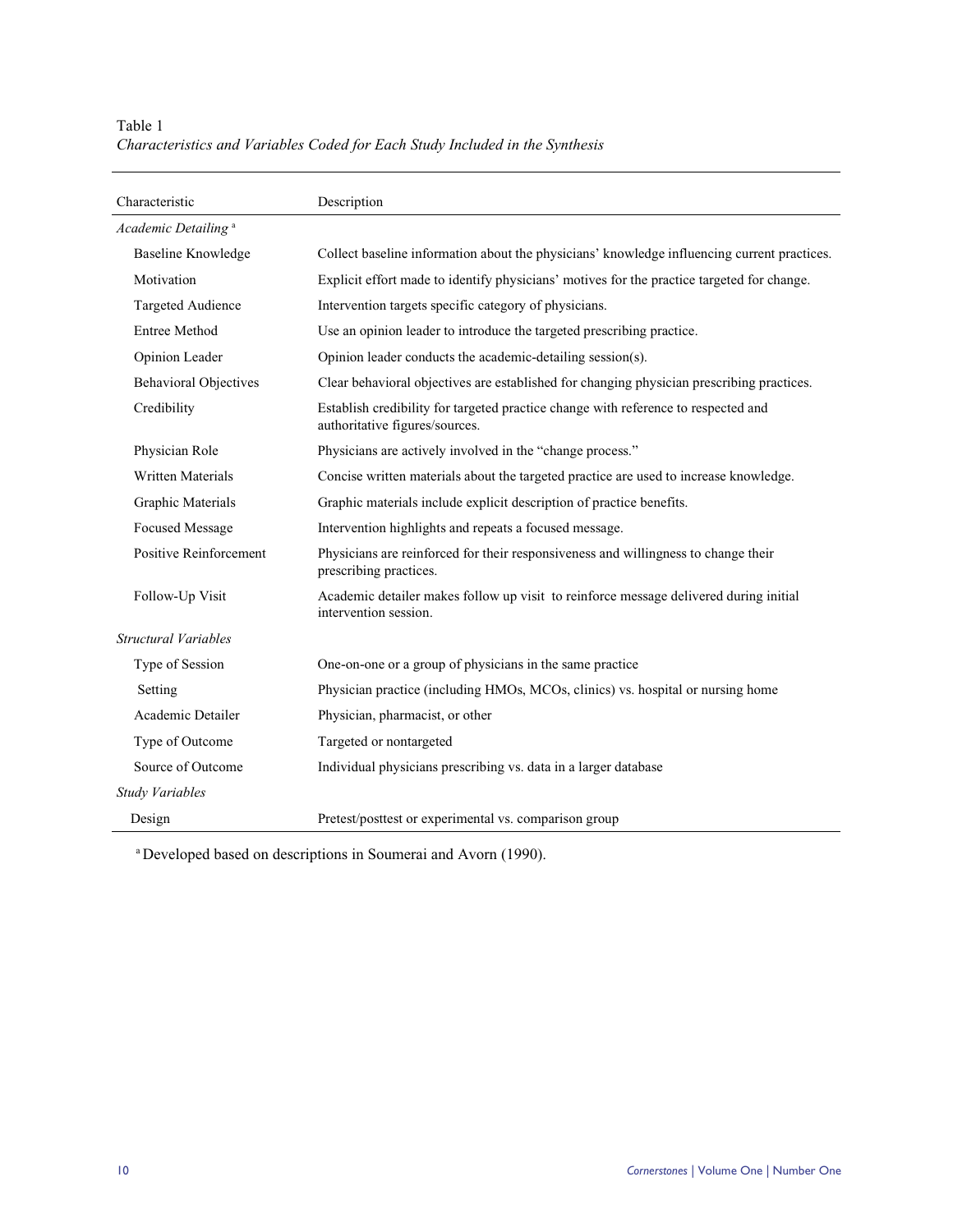Table 1

*Characteristics and Variables Coded for Each Study Included in the Synthesis*

| Characteristic | Description |
|---|---|
| *Academic Detailing* [a] | |
| Baseline Knowledge | Collect baseline information about the physicians' knowledge influencing current practices. |
| Motivation | Explicit effort made to identify physicians' motives for the practice targeted for change. |
| Targeted Audience | Intervention targets specific category of physicians. |
| Entree Method | Use an opinion leader to introduce the targeted prescribing practice. |
| Opinion Leader | Opinion leader conducts the academic-detailing session(s). |
| Behavioral Objectives | Clear behavioral objectives are established for changing physician prescribing practices. |
| Credibility | Establish credibility for targeted practice change with reference to respected and authoritative figures/sources. |
| Physician Role | Physicians are actively involved in the "change process." |
| Written Materials | Concise written materials about the targeted practice are used to increase knowledge. |
| Graphic Materials | Graphic materials include explicit description of practice benefits. |
| Focused Message | Intervention highlights and repeats a focused message. |
| Positive Reinforcement | Physicians are reinforced for their responsiveness and willingness to change their prescribing practices. |
| Follow-Up Visit | Academic detailer makes follow up visit to reinforce message delivered during initial intervention session. |
| *Structural Variables* | |
| Type of Session | One-on-one or a group of physicians in the same practice |
| Setting | Physician practice (including HMOs, MCOs, clinics) vs. hospital or nursing home |
| Academic Detailer | Physician, pharmacist, or other |
| Type of Outcome | Targeted or nontargeted |
| Source of Outcome | Individual physicians prescribing vs. data in a larger database |
| *Study Variables* | |
| Design | Pretest/posttest or experimental vs. comparison group |

[a] Developed based on descriptions in Soumerai and Avorn (1990).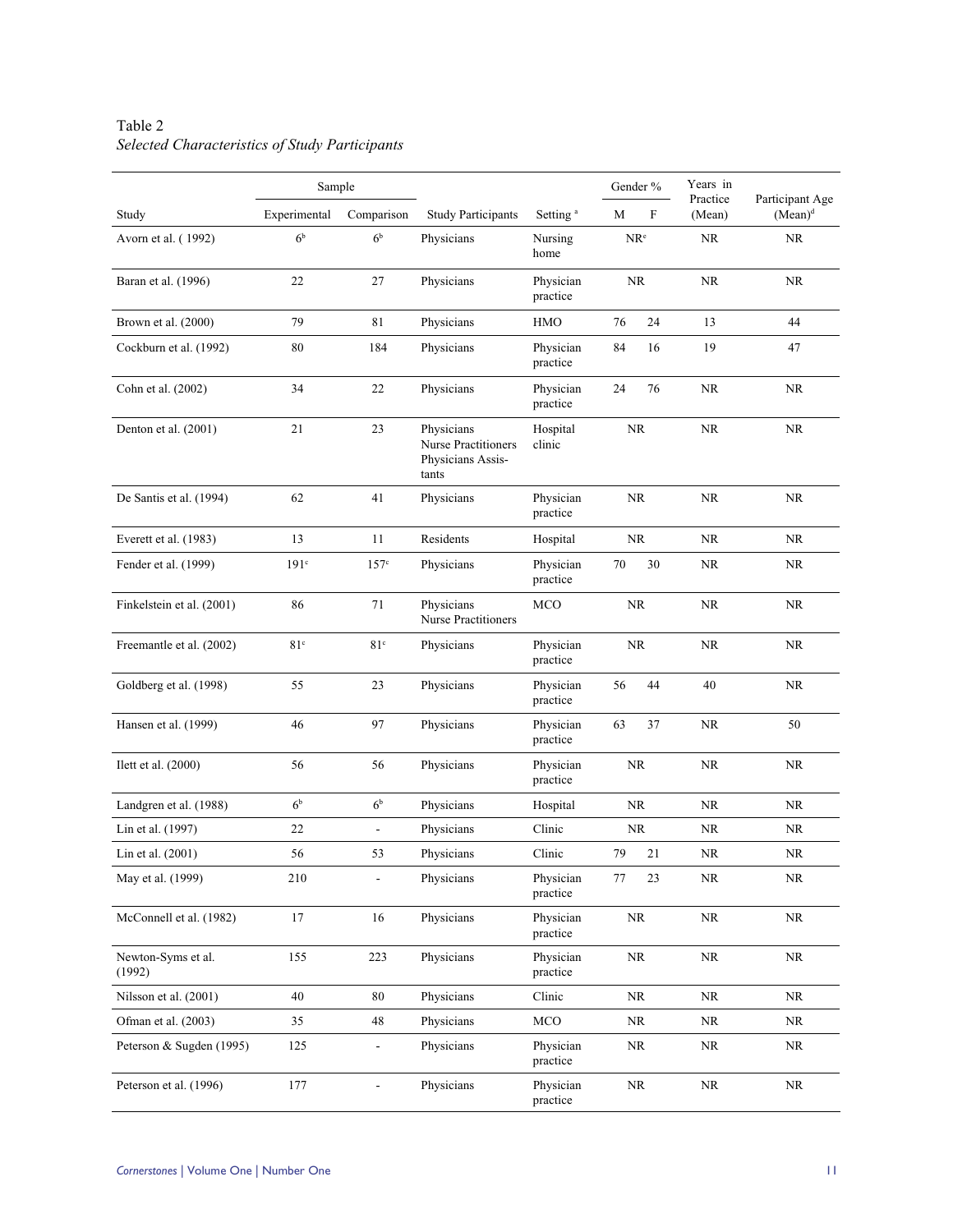Table 2
*Selected Characteristics of Study Participants*

| Study | Sample | | Study Participants | Setting [a] | Gender % | | Years in Practice (Mean) | Participant Age (Mean)[d] |
|---|---|---|---|---|---|---|---|---|
| | Experimental | Comparison | | | M | F | | |
| Avorn et al. ( 1992) | 6[b] | 6[b] | Physicians | Nursing home | NR[e] | | NR | NR |
| Baran et al. (1996) | 22 | 27 | Physicians | Physician practice | NR | | NR | NR |
| Brown et al. (2000) | 79 | 81 | Physicians | HMO | 76 | 24 | 13 | 44 |
| Cockburn et al. (1992) | 80 | 184 | Physicians | Physician practice | 84 | 16 | 19 | 47 |
| Cohn et al. (2002) | 34 | 22 | Physicians | Physician practice | 24 | 76 | NR | NR |
| Denton et al. (2001) | 21 | 23 | Physicians Nurse Practitioners Physicians Assis-tants | Hospital clinic | NR | | NR | NR |
| De Santis et al. (1994) | 62 | 41 | Physicians | Physician practice | NR | | NR | NR |
| Everett et al. (1983) | 13 | 11 | Residents | Hospital | NR | | NR | NR |
| Fender et al. (1999) | 191[c] | 157[c] | Physicians | Physician practice | 70 | 30 | NR | NR |
| Finkelstein et al. (2001) | 86 | 71 | Physicians Nurse Practitioners | MCO | NR | | NR | NR |
| Freemantle et al. (2002) | 81[c] | 81[c] | Physicians | Physician practice | NR | | NR | NR |
| Goldberg et al. (1998) | 55 | 23 | Physicians | Physician practice | 56 | 44 | 40 | NR |
| Hansen et al. (1999) | 46 | 97 | Physicians | Physician practice | 63 | 37 | NR | 50 |
| Ilett et al. (2000) | 56 | 56 | Physicians | Physician practice | NR | | NR | NR |
| Landgren et al. (1988) | 6[b] | 6[b] | Physicians | Hospital | NR | | NR | NR |
| Lin et al. (1997) | 22 | - | Physicians | Clinic | NR | | NR | NR |
| Lin et al. (2001) | 56 | 53 | Physicians | Clinic | 79 | 21 | NR | NR |
| May et al. (1999) | 210 | - | Physicians | Physician practice | 77 | 23 | NR | NR |
| McConnell et al. (1982) | 17 | 16 | Physicians | Physician practice | NR | | NR | NR |
| Newton-Syms et al. (1992) | 155 | 223 | Physicians | Physician practice | NR | | NR | NR |
| Nilsson et al. (2001) | 40 | 80 | Physicians | Clinic | NR | | NR | NR |
| Ofman et al. (2003) | 35 | 48 | Physicians | MCO | NR | | NR | NR |
| Peterson & Sugden (1995) | 125 | - | Physicians | Physician practice | NR | | NR | NR |
| Peterson et al. (1996) | 177 | - | Physicians | Physician practice | NR | | NR | NR |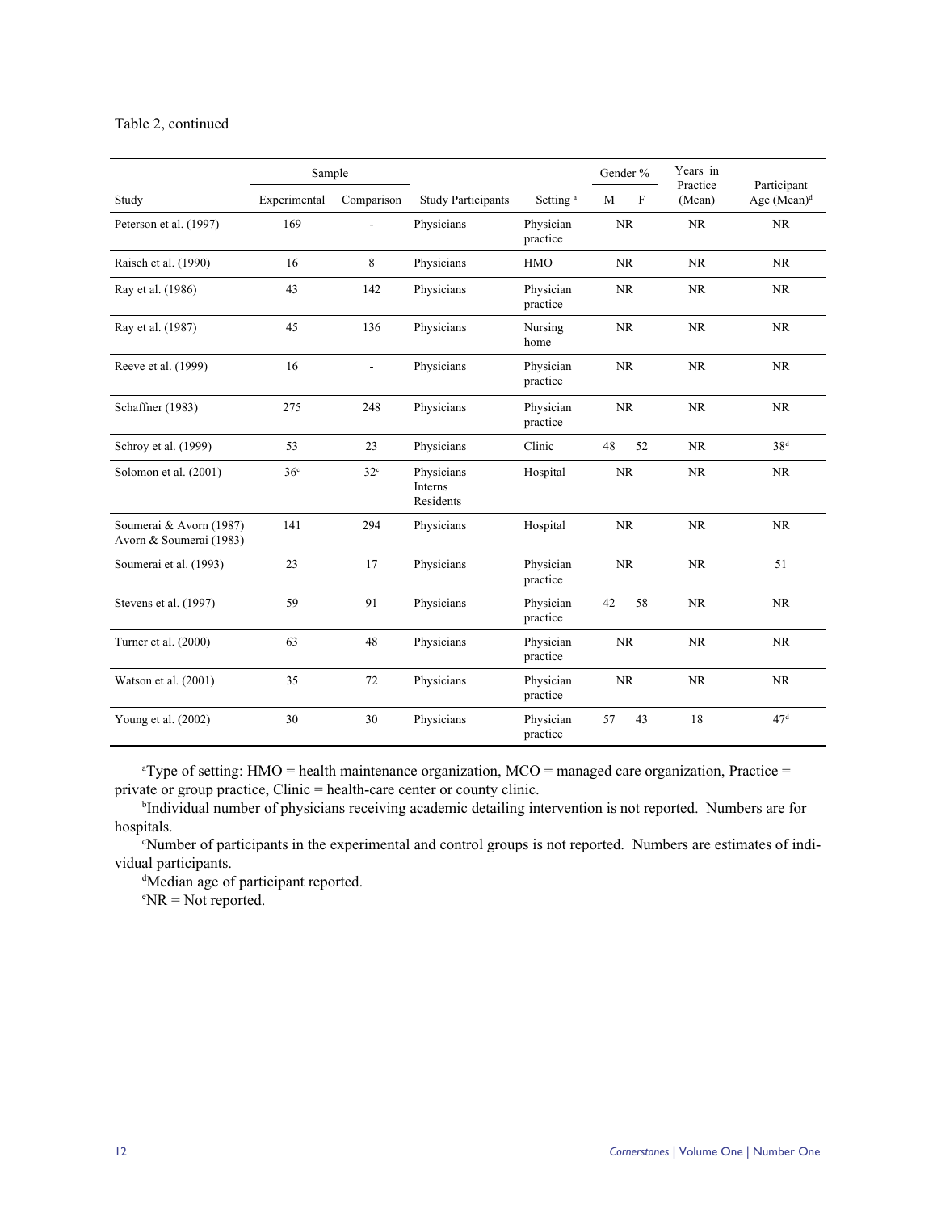Table 2, continued

| Study | Sample | | Study Participants | Setting [a] | Gender % | | Years in Practice (Mean) | Participant Age (Mean)[d] |
|---|---|---|---|---|---|---|---|---|
| | Experimental | Comparison | | | M | F | | |
| Peterson et al. (1997) | 169 | - | Physicians | Physician practice | NR | | NR | NR |
| Raisch et al. (1990) | 16 | 8 | Physicians | HMO | NR | | NR | NR |
| Ray et al. (1986) | 43 | 142 | Physicians | Physician practice | NR | | NR | NR |
| Ray et al. (1987) | 45 | 136 | Physicians | Nursing home | NR | | NR | NR |
| Reeve et al. (1999) | 16 | - | Physicians | Physician practice | NR | | NR | NR |
| Schaffner (1983) | 275 | 248 | Physicians | Physician practice | NR | | NR | NR |
| Schroy et al. (1999) | 53 | 23 | Physicians | Clinic | 48 | 52 | NR | 38[d] |
| Solomon et al. (2001) | 36[c] | 32[c] | Physicians Interns Residents | Hospital | NR | | NR | NR |
| Soumerai & Avorn (1987) Avorn & Soumerai (1983) | 141 | 294 | Physicians | Hospital | NR | | NR | NR |
| Soumerai et al. (1993) | 23 | 17 | Physicians | Physician practice | NR | | NR | 51 |
| Stevens et al. (1997) | 59 | 91 | Physicians | Physician practice | 42 | 58 | NR | NR |
| Turner et al. (2000) | 63 | 48 | Physicians | Physician practice | NR | | NR | NR |
| Watson et al. (2001) | 35 | 72 | Physicians | Physician practice | NR | | NR | NR |
| Young et al. (2002) | 30 | 30 | Physicians | Physician practice | 57 | 43 | 18 | 47[d] |

[a]Type of setting: HMO = health maintenance organization, MCO = managed care organization, Practice = private or group practice, Clinic = health-care center or county clinic.

[b]Individual number of physicians receiving academic detailing intervention is not reported. Numbers are for hospitals.

[c]Number of participants in the experimental and control groups is not reported. Numbers are estimates of individual participants.

[d]Median age of participant reported.

[e]NR = Not reported.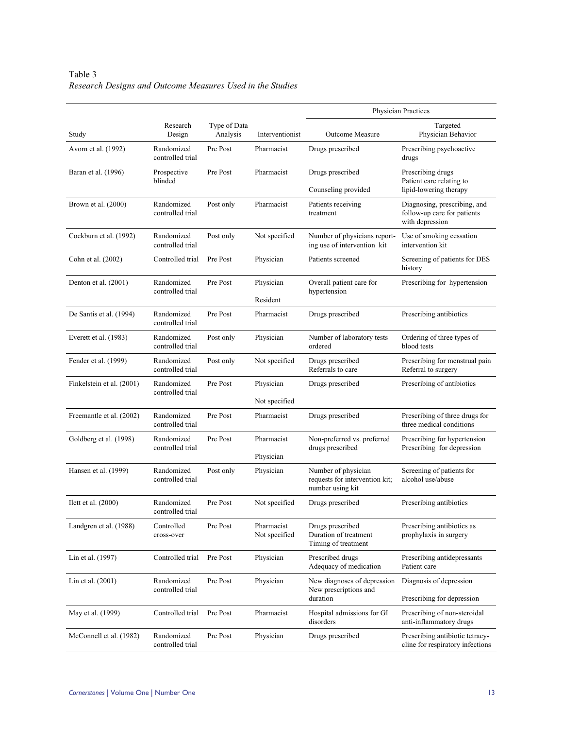Table 3
*Research Designs and Outcome Measures Used in the Studies*

| Study | Research Design | Type of Data Analysis | Interventionist | Physician Practices | |
|---|---|---|---|---|---|
| | | | | Outcome Measure | Targeted Physician Behavior |
| Avorn et al. (1992) | Randomized controlled trial | Pre Post | Pharmacist | Drugs prescribed | Prescribing psychoactive drugs |
| Baran et al. (1996) | Prospective blinded | Pre Post | Pharmacist | Drugs prescribed<br>Counseling provided | Prescribing drugs<br>Patient care relating to lipid-lowering therapy |
| Brown et al. (2000) | Randomized controlled trial | Post only | Pharmacist | Patients receiving treatment | Diagnosing, prescribing, and follow-up care for patients with depression |
| Cockburn et al. (1992) | Randomized controlled trial | Post only | Not specified | Number of physicians reporting use of intervention kit | Use of smoking cessation intervention kit |
| Cohn et al. (2002) | Controlled trial | Pre Post | Physician | Patients screened | Screening of patients for DES history |
| Denton et al. (2001) | Randomized controlled trial | Pre Post | Physician<br>Resident | Overall patient care for hypertension | Prescribing for hypertension |
| De Santis et al. (1994) | Randomized controlled trial | Pre Post | Pharmacist | Drugs prescribed | Prescribing antibiotics |
| Everett et al. (1983) | Randomized controlled trial | Post only | Physician | Number of laboratory tests ordered | Ordering of three types of blood tests |
| Fender et al. (1999) | Randomized controlled trial | Post only | Not specified | Drugs prescribed<br>Referrals to care | Prescribing for menstrual pain<br>Referral to surgery |
| Finkelstein et al. (2001) | Randomized controlled trial | Pre Post | Physician<br>Not specified | Drugs prescribed | Prescribing of antibiotics |
| Freemantle et al. (2002) | Randomized controlled trial | Pre Post | Pharmacist | Drugs prescribed | Prescribing of three drugs for three medical conditions |
| Goldberg et al. (1998) | Randomized controlled trial | Pre Post | Pharmacist<br>Physician | Non-preferred vs. preferred drugs prescribed | Prescribing for hypertension<br>Prescribing for depression |
| Hansen et al. (1999) | Randomized controlled trial | Post only | Physician | Number of physician requests for intervention kit; number using kit | Screening of patients for alcohol use/abuse |
| Ilett et al. (2000) | Randomized controlled trial | Pre Post | Not specified | Drugs prescribed | Prescribing antibiotics |
| Landgren et al. (1988) | Controlled cross-over | Pre Post | Pharmacist<br>Not specified | Drugs prescribed<br>Duration of treatment<br>Timing of treatment | Prescribing antibiotics as prophylaxis in surgery |
| Lin et al. (1997) | Controlled trial | Pre Post | Physician | Prescribed drugs<br>Adequacy of medication | Prescribing antidepressants<br>Patient care |
| Lin et al. (2001) | Randomized controlled trial | Pre Post | Physician | New diagnoses of depression<br>New prescriptions and duration | Diagnosis of depression<br>Prescribing for depression |
| May et al. (1999) | Controlled trial | Pre Post | Pharmacist | Hospital admissions for GI disorders | Prescribing of non-steroidal anti-inflammatory drugs |
| McConnell et al. (1982) | Randomized controlled trial | Pre Post | Physician | Drugs prescribed | Prescribing antibiotic tetracycline for respiratory infections |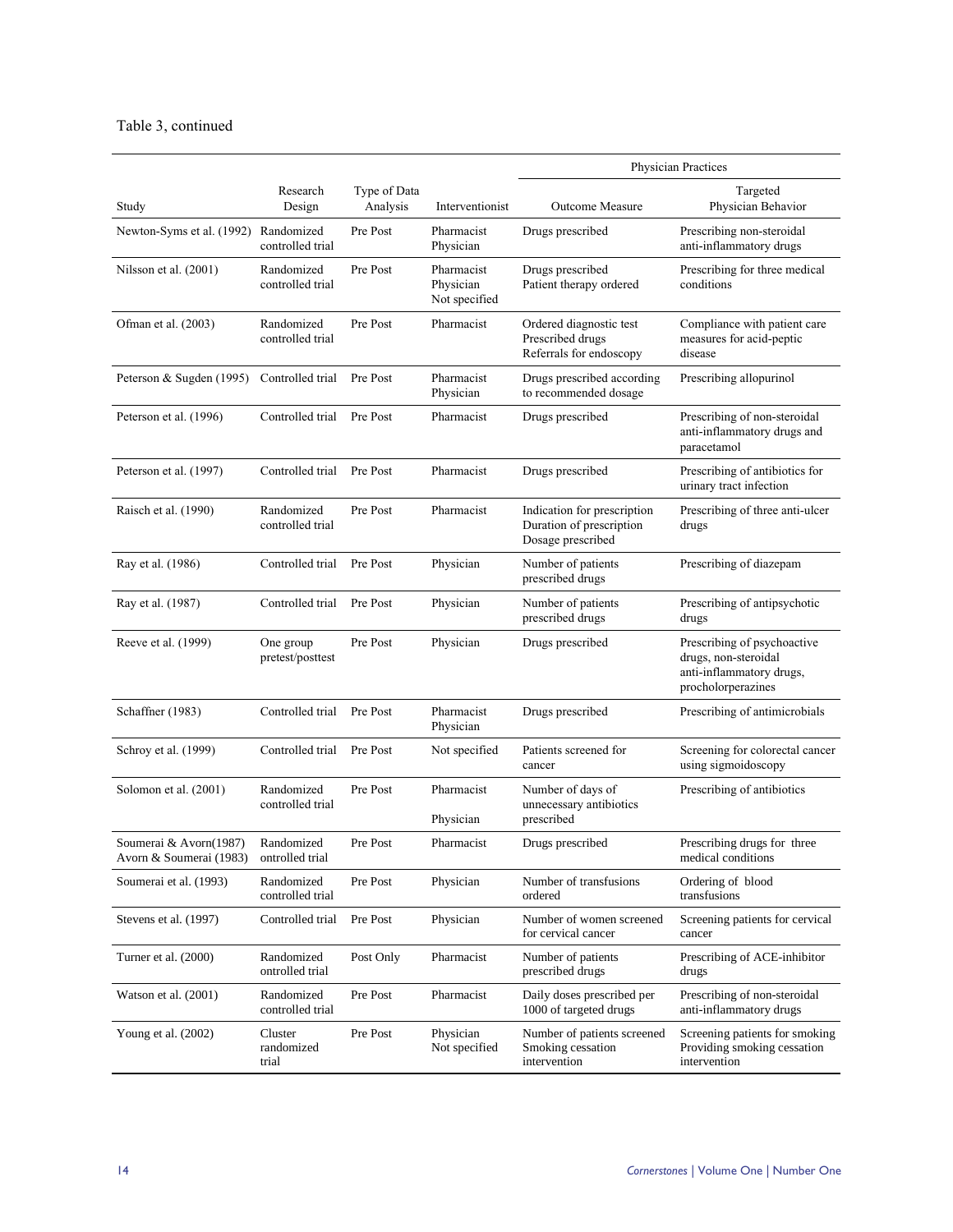Table 3, continued

| Study | Research Design | Type of Data Analysis | Interventionist | Physician Practices | |
|---|---|---|---|---|---|
| | | | | Outcome Measure | Targeted Physician Behavior |
| Newton-Syms et al. (1992) | Randomized controlled trial | Pre Post | Pharmacist Physician | Drugs prescribed | Prescribing non-steroidal anti-inflammatory drugs |
| Nilsson et al. (2001) | Randomized controlled trial | Pre Post | Pharmacist Physician Not specified | Drugs prescribed Patient therapy ordered | Prescribing for three medical conditions |
| Ofman et al. (2003) | Randomized controlled trial | Pre Post | Pharmacist | Ordered diagnostic test Prescribed drugs Referrals for endoscopy | Compliance with patient care measures for acid-peptic disease |
| Peterson & Sugden (1995) | Controlled trial | Pre Post | Pharmacist Physician | Drugs prescribed according to recommended dosage | Prescribing allopurinol |
| Peterson et al. (1996) | Controlled trial | Pre Post | Pharmacist | Drugs prescribed | Prescribing of non-steroidal anti-inflammatory drugs and paracetamol |
| Peterson et al. (1997) | Controlled trial | Pre Post | Pharmacist | Drugs prescribed | Prescribing of antibiotics for urinary tract infection |
| Raisch et al. (1990) | Randomized controlled trial | Pre Post | Pharmacist | Indication for prescription Duration of prescription Dosage prescribed | Prescribing of three anti-ulcer drugs |
| Ray et al. (1986) | Controlled trial | Pre Post | Physician | Number of patients prescribed drugs | Prescribing of diazepam |
| Ray et al. (1987) | Controlled trial | Pre Post | Physician | Number of patients prescribed drugs | Prescribing of antipsychotic drugs |
| Reeve et al. (1999) | One group pretest/posttest | Pre Post | Physician | Drugs prescribed | Prescribing of psychoactive drugs, non-steroidal anti-inflammatory drugs, procholorperazines |
| Schaffner (1983) | Controlled trial | Pre Post | Pharmacist Physician | Drugs prescribed | Prescribing of antimicrobials |
| Schroy et al. (1999) | Controlled trial | Pre Post | Not specified | Patients screened for cancer | Screening for colorectal cancer using sigmoidoscopy |
| Solomon et al. (2001) | Randomized controlled trial | Pre Post | Pharmacist Physician | Number of days of unnecessary antibiotics prescribed | Prescribing of antibiotics |
| Soumerai & Avorn(1987) Avorn & Soumerai (1983) | Randomized ontrolled trial | Pre Post | Pharmacist | Drugs prescribed | Prescribing drugs for three medical conditions |
| Soumerai et al. (1993) | Randomized controlled trial | Pre Post | Physician | Number of transfusions ordered | Ordering of blood transfusions |
| Stevens et al. (1997) | Controlled trial | Pre Post | Physician | Number of women screened for cervical cancer | Screening patients for cervical cancer |
| Turner et al. (2000) | Randomized ontrolled trial | Post Only | Pharmacist | Number of patients prescribed drugs | Prescribing of ACE-inhibitor drugs |
| Watson et al. (2001) | Randomized controlled trial | Pre Post | Pharmacist | Daily doses prescribed per 1000 of targeted drugs | Prescribing of non-steroidal anti-inflammatory drugs |
| Young et al. (2002) | Cluster randomized trial | Pre Post | Physician Not specified | Number of patients screened Smoking cessation intervention | Screening patients for smoking Providing smoking cessation intervention |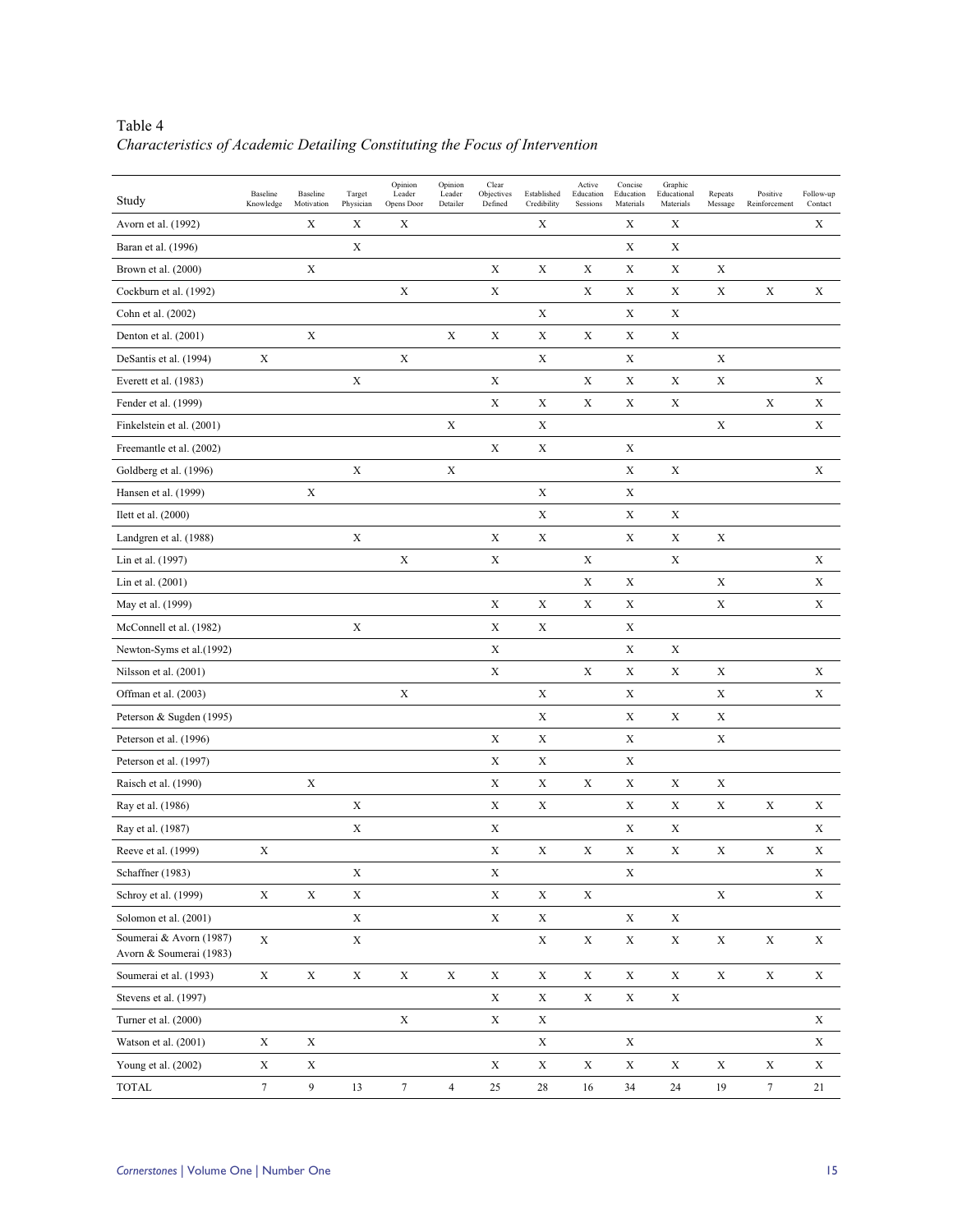Table 4
*Characteristics of Academic Detailing Constituting the Focus of Intervention*

| Study | Baseline Knowledge | Baseline Motivation | Target Physician | Opinion Leader Opens Door | Opinion Leader Detailer | Clear Objectives Defined | Established Credibility | Active Education Sessions | Concise Education Materials | Graphic Educational Materials | Repeats Message | Positive Reinforcement | Follow-up Contact |
|---|---|---|---|---|---|---|---|---|---|---|---|---|---|
| Avorn et al. (1992) | | X | X | X | | | X | | X | X | | | X |
| Baran et al. (1996) | | | X | | | | | | X | X | | | |
| Brown et al. (2000) | | X | | | | X | X | X | X | X | X | | |
| Cockburn et al. (1992) | | | | X | | X | | X | X | X | X | X | X |
| Cohn et al. (2002) | | | | | | | X | | X | X | | | |
| Denton et al. (2001) | | X | | | X | X | X | X | X | X | | | |
| DeSantis et al. (1994) | X | | | X | | | X | | X | | X | | |
| Everett et al. (1983) | | | X | | | X | | X | X | X | X | | X |
| Fender et al. (1999) | | | | | | X | X | X | X | X | | X | X |
| Finkelstein et al. (2001) | | | | | X | | X | | | | X | | X |
| Freemantle et al. (2002) | | | | | | X | X | | X | | | | |
| Goldberg et al. (1996) | | | X | | X | | | | X | X | | | X |
| Hansen et al. (1999) | | X | | | | | X | | X | | | | |
| Ilett et al. (2000) | | | | | | | X | | X | X | | | |
| Landgren et al. (1988) | | | X | | | X | X | | X | X | X | | |
| Lin et al. (1997) | | | | X | | X | | X | | X | | | X |
| Lin et al. (2001) | | | | | | | | X | X | | X | | X |
| May et al. (1999) | | | | | | X | X | X | X | | X | | X |
| McConnell et al. (1982) | | | X | | | X | X | | X | | | | |
| Newton-Syms et al.(1992) | | | | | | X | | | X | X | | | |
| Nilsson et al. (2001) | | | | | | X | | X | X | X | X | | X |
| Offman et al. (2003) | | | | X | | | X | | X | | X | | X |
| Peterson & Sugden (1995) | | | | | | | X | | X | X | X | | |
| Peterson et al. (1996) | | | | | | X | X | | X | | X | | |
| Peterson et al. (1997) | | | | | | X | X | | X | | | | |
| Raisch et al. (1990) | | X | | | | X | X | X | X | X | X | | |
| Ray et al. (1986) | | | X | | | X | X | | X | X | X | X | X |
| Ray et al. (1987) | | | X | | | X | | | X | X | | | X |
| Reeve et al. (1999) | X | | | | | X | X | X | X | X | X | X | X |
| Schaffner (1983) | | | X | | | X | | | X | | | | X |
| Schroy et al. (1999) | X | X | X | | | X | X | X | | | X | | X |
| Solomon et al. (2001) | | | X | | | X | X | | X | X | | | |
| Soumerai & Avorn (1987) Avorn & Soumerai (1983) | X | | X | | | | X | X | X | X | X | X | X |
| Soumerai et al. (1993) | X | X | X | X | X | X | X | X | X | X | X | X | X |
| Stevens et al. (1997) | | | | | | X | X | X | X | X | | | |
| Turner et al. (2000) | | | | X | | X | X | | | | | | X |
| Watson et al. (2001) | X | X | | | | | X | | X | | | | X |
| Young et al. (2002) | X | X | | | | X | X | X | X | X | X | X | X |
| TOTAL | 7 | 9 | 13 | 7 | 4 | 25 | 28 | 16 | 34 | 24 | 19 | 7 | 21 |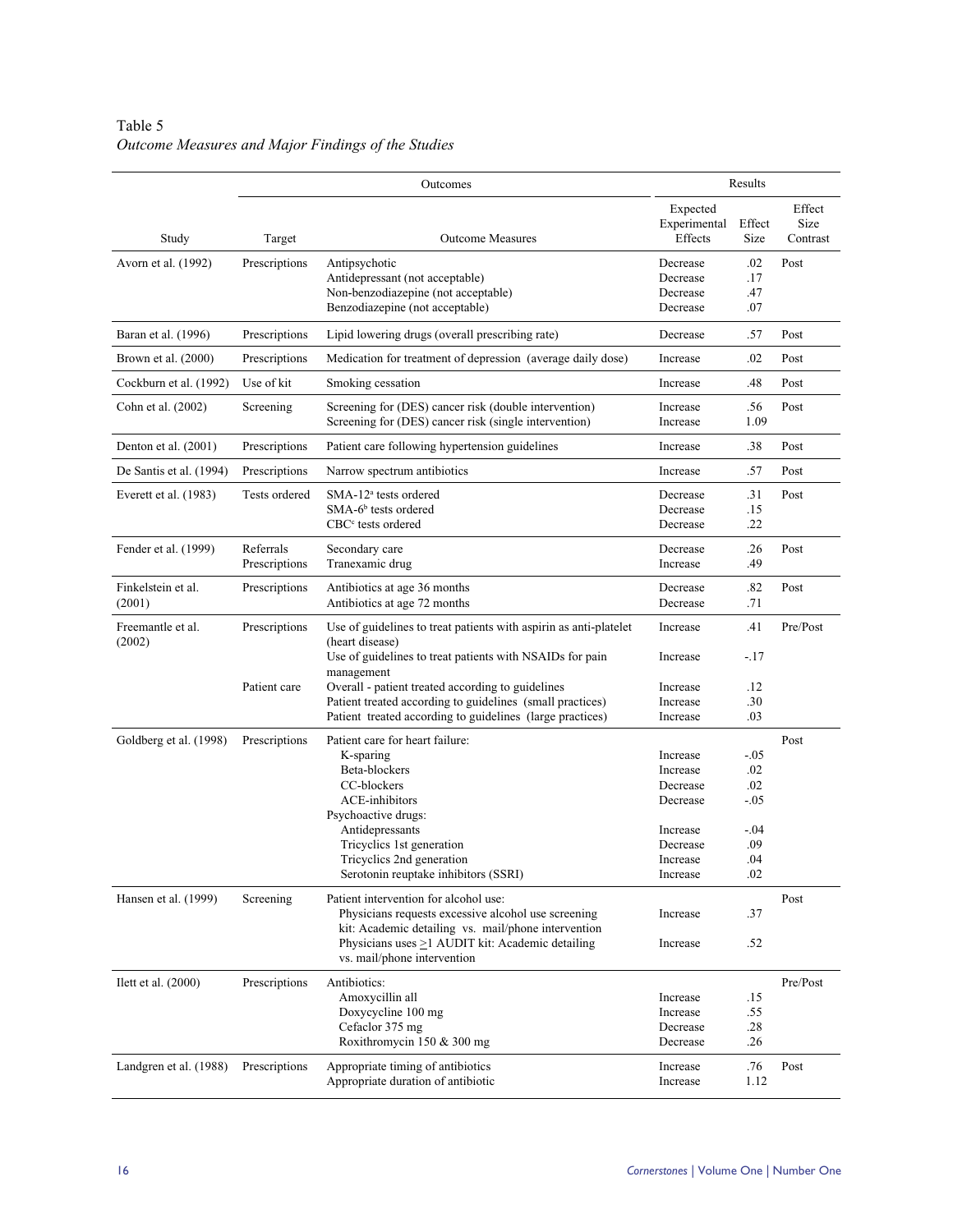Table 5

*Outcome Measures and Major Findings of the Studies*

| Study | Outcomes: Target | Outcomes: Outcome Measures | Results: Expected Experimental Effects | Results: Effect Size | Results: Effect Size Contrast |
|---|---|---|---|---|---|
| Avorn et al. (1992) | Prescriptions | Antipsychotic | Decrease | .02 | Post |
| | | Antidepressant (not acceptable) | Decrease | .17 | |
| | | Non-benzodiazepine (not acceptable) | Decrease | .47 | |
| | | Benzodiazepine (not acceptable) | Decrease | .07 | |
| Baran et al. (1996) | Prescriptions | Lipid lowering drugs (overall prescribing rate) | Decrease | .57 | Post |
| Brown et al. (2000) | Prescriptions | Medication for treatment of depression (average daily dose) | Increase | .02 | Post |
| Cockburn et al. (1992) | Use of kit | Smoking cessation | Increase | .48 | Post |
| Cohn et al. (2002) | Screening | Screening for (DES) cancer risk (double intervention) | Increase | .56 | Post |
| | | Screening for (DES) cancer risk (single intervention) | Increase | 1.09 | |
| Denton et al. (2001) | Prescriptions | Patient care following hypertension guidelines | Increase | .38 | Post |
| De Santis et al. (1994) | Prescriptions | Narrow spectrum antibiotics | Increase | .57 | Post |
| Everett et al. (1983) | Tests ordered | SMA-12[a] tests ordered | Decrease | .31 | Post |
| | | SMA-6[b] tests ordered | Decrease | .15 | |
| | | CBC[c] tests ordered | Decrease | .22 | |
| Fender et al. (1999) | Referrals | Secondary care | Decrease | .26 | Post |
| | Prescriptions | Tranexamic drug | Increase | .49 | |
| Finkelstein et al. (2001) | Prescriptions | Antibiotics at age 36 months | Decrease | .82 | Post |
| | | Antibiotics at age 72 months | Decrease | .71 | |
| Freemantle et al. (2002) | Prescriptions | Use of guidelines to treat patients with aspirin as anti-platelet (heart disease) | Increase | .41 | Pre/Post |
| | | Use of guidelines to treat patients with NSAIDs for pain management | Increase | -.17 | |
| | Patient care | Overall - patient treated according to guidelines | Increase | .12 | |
| | | Patient treated according to guidelines (small practices) | Increase | .30 | |
| | | Patient treated according to guidelines (large practices) | Increase | .03 | |
| Goldberg et al. (1998) | Prescriptions | Patient care for heart failure: | | | Post |
| | | K-sparing | Increase | -.05 | |
| | | Beta-blockers | Increase | .02 | |
| | | CC-blockers | Decrease | .02 | |
| | | ACE-inhibitors | Decrease | -.05 | |
| | | Psychoactive drugs: | | | |
| | | Antidepressants | Increase | -.04 | |
| | | Tricyclics 1st generation | Decrease | .09 | |
| | | Tricyclics 2nd generation | Increase | .04 | |
| | | Serotonin reuptake inhibitors (SSRI) | Increase | .02 | |
| Hansen et al. (1999) | Screening | Patient intervention for alcohol use: | | | Post |
| | | Physicians requests excessive alcohol use screening kit: Academic detailing vs. mail/phone intervention | Increase | .37 | |
| | | Physicians uses ≥1 AUDIT kit: Academic detailing vs. mail/phone intervention | Increase | .52 | |
| Ilett et al. (2000) | Prescriptions | Antibiotics: | | | Pre/Post |
| | | Amoxycillin all | Increase | .15 | |
| | | Doxycycline 100 mg | Increase | .55 | |
| | | Cefaclor 375 mg | Decrease | .28 | |
| | | Roxithromycin 150 & 300 mg | Decrease | .26 | |
| Landgren et al. (1988) | Prescriptions | Appropriate timing of antibiotics | Increase | .76 | Post |
| | | Appropriate duration of antibiotic | Increase | 1.12 | |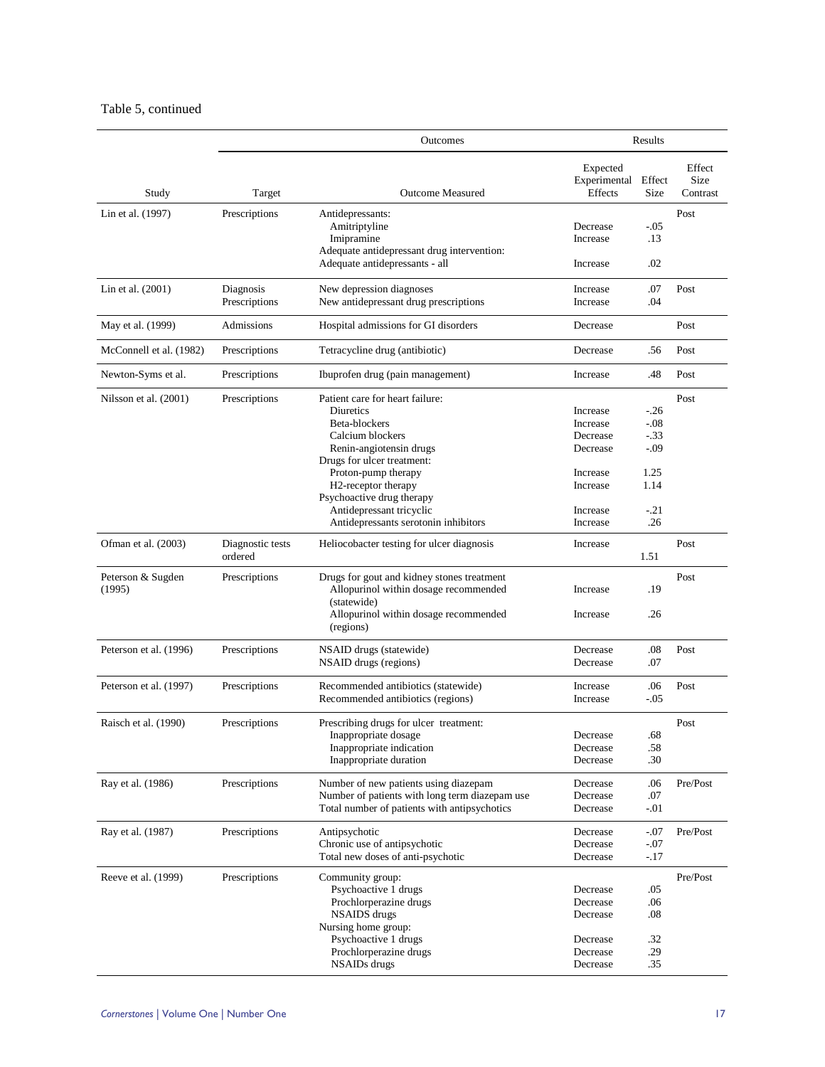Table 5, continued

| Study | Target | Outcomes | Results | | |
|---|---|---|---|---|---|
| | | Outcome Measured | Expected Experimental Effects | Effect Size | Effect Size Contrast |
| Lin et al. (1997) | Prescriptions | Antidepressants: | | | Post |
| | | Amitriptyline | Decrease | -.05 | |
| | | Imipramine | Increase | .13 | |
| | | Adequate antidepressant drug intervention: | | | |
| | | Adequate antidepressants - all | Increase | .02 | |
| Lin et al. (2001) | Diagnosis | New depression diagnoses | Increase | .07 | Post |
| | Prescriptions | New antidepressant drug prescriptions | Increase | .04 | |
| May et al. (1999) | Admissions | Hospital admissions for GI disorders | Decrease | | Post |
| McConnell et al. (1982) | Prescriptions | Tetracycline drug (antibiotic) | Decrease | .56 | Post |
| Newton-Syms et al. | Prescriptions | Ibuprofen drug (pain management) | Increase | .48 | Post |
| Nilsson et al. (2001) | Prescriptions | Patient care for heart failure: | | | Post |
| | | Diuretics | Increase | -.26 | |
| | | Beta-blockers | Increase | -.08 | |
| | | Calcium blockers | Decrease | -.33 | |
| | | Renin-angiotensin drugs | Decrease | -.09 | |
| | | Drugs for ulcer treatment: | | | |
| | | Proton-pump therapy | Increase | 1.25 | |
| | | H2-receptor therapy | Increase | 1.14 | |
| | | Psychoactive drug therapy | | | |
| | | Antidepressant tricyclic | Increase | -.21 | |
| | | Antidepressants serotonin inhibitors | Increase | .26 | |
| Ofman et al. (2003) | Diagnostic tests ordered | Heliocobacter testing for ulcer diagnosis | Increase | 1.51 | Post |
| Peterson & Sugden (1995) | Prescriptions | Drugs for gout and kidney stones treatment | | | Post |
| | | Allopurinol within dosage recommended (statewide) | Increase | .19 | |
| | | Allopurinol within dosage recommended (regions) | Increase | .26 | |
| Peterson et al. (1996) | Prescriptions | NSAID drugs (statewide) | Decrease | .08 | Post |
| | | NSAID drugs (regions) | Decrease | .07 | |
| Peterson et al. (1997) | Prescriptions | Recommended antibiotics (statewide) | Increase | .06 | Post |
| | | Recommended antibiotics (regions) | Increase | -.05 | |
| Raisch et al. (1990) | Prescriptions | Prescribing drugs for ulcer treatment: | | | Post |
| | | Inappropriate dosage | Decrease | .68 | |
| | | Inappropriate indication | Decrease | .58 | |
| | | Inappropriate duration | Decrease | .30 | |
| Ray et al. (1986) | Prescriptions | Number of new patients using diazepam | Decrease | .06 | Pre/Post |
| | | Number of patients with long term diazepam use | Decrease | .07 | |
| | | Total number of patients with antipsychotics | Decrease | -.01 | |
| Ray et al. (1987) | Prescriptions | Antipsychotic | Decrease | -.07 | Pre/Post |
| | | Chronic use of antipsychotic | Decrease | -.07 | |
| | | Total new doses of anti-psychotic | Decrease | -.17 | |
| Reeve et al. (1999) | Prescriptions | Community group: | | | Pre/Post |
| | | Psychoactive 1 drugs | Decrease | .05 | |
| | | Prochlorperazine drugs | Decrease | .06 | |
| | | NSAIDS drugs | Decrease | .08 | |
| | | Nursing home group: | | | |
| | | Psychoactive 1 drugs | Decrease | .32 | |
| | | Prochlorperazine drugs | Decrease | .29 | |
| | | NSAIDs drugs | Decrease | .35 | |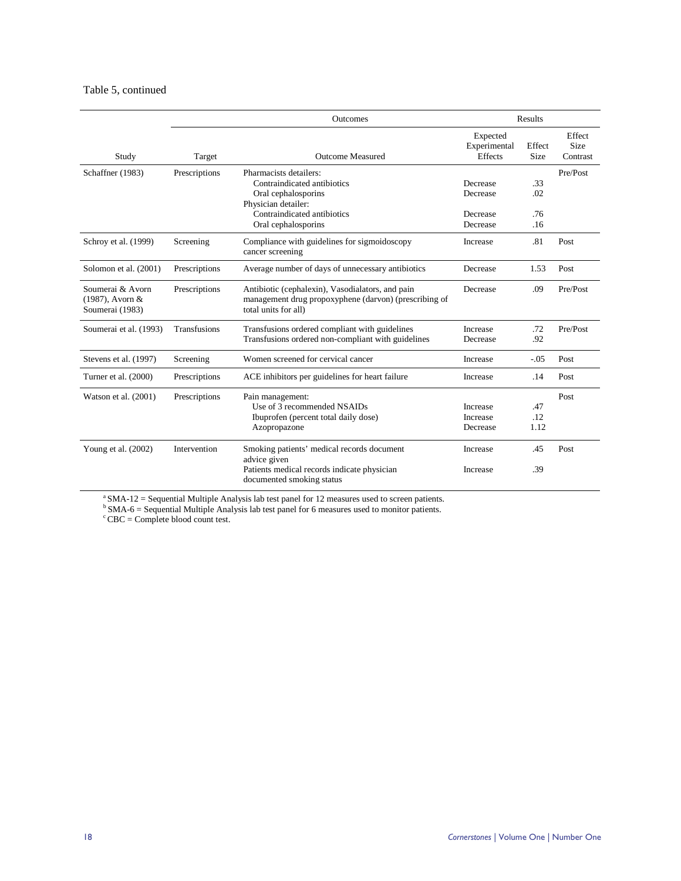Table 5, continued

| Study | Outcomes | | Results | | |
|---|---|---|---|---|---|
| | Target | Outcome Measured | Expected Experimental Effects | Effect Size | Effect Size Contrast |
| Schaffner (1983) | Prescriptions | Pharmacists detailers: | | | Pre/Post |
| | | Contraindicated antibiotics | Decrease | .33 | |
| | | Oral cephalosporins | Decrease | .02 | |
| | | Physician detailer: | | | |
| | | Contraindicated antibiotics | Decrease | .76 | |
| | | Oral cephalosporins | Decrease | .16 | |
| Schroy et al. (1999) | Screening | Compliance with guidelines for sigmoidoscopy cancer screening | Increase | .81 | Post |
| Solomon et al. (2001) | Prescriptions | Average number of days of unnecessary antibiotics | Decrease | 1.53 | Post |
| Soumerai & Avorn (1987), Avorn & Soumerai (1983) | Prescriptions | Antibiotic (cephalexin), Vasodialators, and pain management drug propoxyphene (darvon) (prescribing of total units for all) | Decrease | .09 | Pre/Post |
| Soumerai et al. (1993) | Transfusions | Transfusions ordered compliant with guidelines | Increase | .72 | Pre/Post |
| | | Transfusions ordered non-compliant with guidelines | Decrease | .92 | |
| Stevens et al. (1997) | Screening | Women screened for cervical cancer | Increase | -.05 | Post |
| Turner et al. (2000) | Prescriptions | ACE inhibitors per guidelines for heart failure | Increase | .14 | Post |
| Watson et al. (2001) | Prescriptions | Pain management: | | | Post |
| | | Use of 3 recommended NSAIDs | Increase | .47 | |
| | | Ibuprofen (percent total daily dose) | Increase | .12 | |
| | | Azopropazone | Decrease | 1.12 | |
| Young et al. (2002) | Intervention | Smoking patients' medical records document advice given | Increase | .45 | Post |
| | | Patients medical records indicate physician documented smoking status | Increase | .39 | |

[a] SMA-12 = Sequential Multiple Analysis lab test panel for 12 measures used to screen patients.
[b] SMA-6 = Sequential Multiple Analysis lab test panel for 6 measures used to monitor patients.
[c] CBC = Complete blood count test.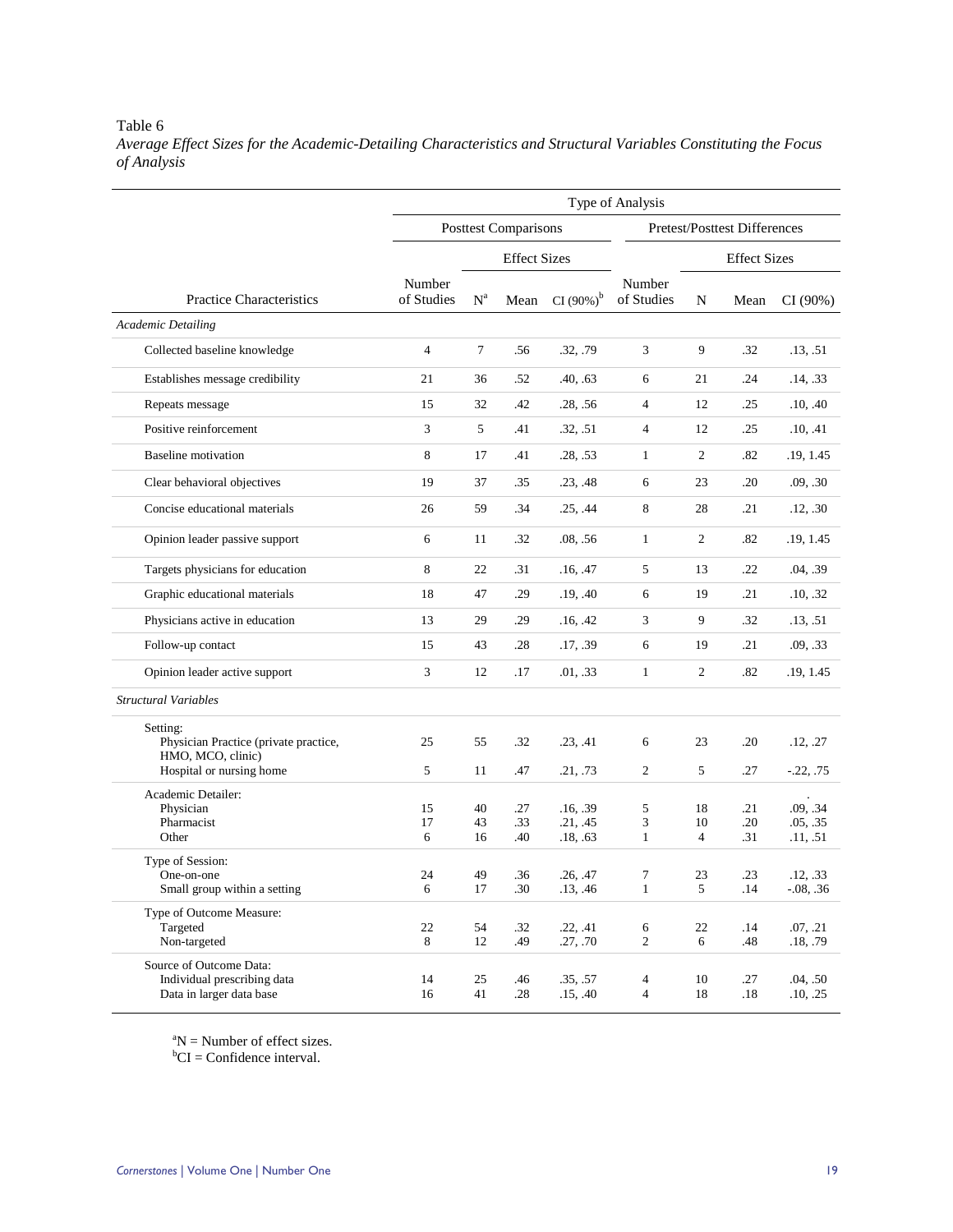Table 6

*Average Effect Sizes for the Academic-Detailing Characteristics and Structural Variables Constituting the Focus of Analysis*

| | Type of Analysis | | | | | | | |
|---|---|---|---|---|---|---|---|---|
| | Posttest Comparisons | | | | Pretest/Posttest Differences | | | |
| | | Effect Sizes | | | | Effect Sizes | | |
| Practice Characteristics | Number of Studies | N[a] | Mean | CI (90%)[b] | Number of Studies | N | Mean | CI (90%) |
| *Academic Detailing* | | | | | | | | |
| Collected baseline knowledge | 4 | 7 | .56 | .32, .79 | 3 | 9 | .32 | .13, .51 |
| Establishes message credibility | 21 | 36 | .52 | .40, .63 | 6 | 21 | .24 | .14, .33 |
| Repeats message | 15 | 32 | .42 | .28, .56 | 4 | 12 | .25 | .10, .40 |
| Positive reinforcement | 3 | 5 | .41 | .32, .51 | 4 | 12 | .25 | .10, .41 |
| Baseline motivation | 8 | 17 | .41 | .28, .53 | 1 | 2 | .82 | .19, 1.45 |
| Clear behavioral objectives | 19 | 37 | .35 | .23, .48 | 6 | 23 | .20 | .09, .30 |
| Concise educational materials | 26 | 59 | .34 | .25, .44 | 8 | 28 | .21 | .12, .30 |
| Opinion leader passive support | 6 | 11 | .32 | .08, .56 | 1 | 2 | .82 | .19, 1.45 |
| Targets physicians for education | 8 | 22 | .31 | .16, .47 | 5 | 13 | .22 | .04, .39 |
| Graphic educational materials | 18 | 47 | .29 | .19, .40 | 6 | 19 | .21 | .10, .32 |
| Physicians active in education | 13 | 29 | .29 | .16, .42 | 3 | 9 | .32 | .13, .51 |
| Follow-up contact | 15 | 43 | .28 | .17, .39 | 6 | 19 | .21 | .09, .33 |
| Opinion leader active support | 3 | 12 | .17 | .01, .33 | 1 | 2 | .82 | .19, 1.45 |
| *Structural Variables* | | | | | | | | |
| Setting: | | | | | | | | |
| Physician Practice (private practice, HMO, MCO, clinic) | 25 | 55 | .32 | .23, .41 | 6 | 23 | .20 | .12, .27 |
| Hospital or nursing home | 5 | 11 | .47 | .21, .73 | 2 | 5 | .27 | -.22, .75 |
| Academic Detailer: | | | | | | | | |
| Physician | 15 | 40 | .27 | .16, .39 | 5 | 18 | .21 | .09, .34 |
| Pharmacist | 17 | 43 | .33 | .21, .45 | 3 | 10 | .20 | .05, .35 |
| Other | 6 | 16 | .40 | .18, .63 | 1 | 4 | .31 | .11, .51 |
| Type of Session: | | | | | | | | |
| One-on-one | 24 | 49 | .36 | .26, .47 | 7 | 23 | .23 | .12, .33 |
| Small group within a setting | 6 | 17 | .30 | .13, .46 | 1 | 5 | .14 | -.08, .36 |
| Type of Outcome Measure: | | | | | | | | |
| Targeted | 22 | 54 | .32 | .22, .41 | 6 | 22 | .14 | .07, .21 |
| Non-targeted | 8 | 12 | .49 | .27, .70 | 2 | 6 | .48 | .18, .79 |
| Source of Outcome Data: | | | | | | | | |
| Individual prescribing data | 14 | 25 | .46 | .35, .57 | 4 | 10 | .27 | .04, .50 |
| Data in larger data base | 16 | 41 | .28 | .15, .40 | 4 | 18 | .18 | .10, .25 |

[a]N = Number of effect sizes.
[b]CI = Confidence interval.